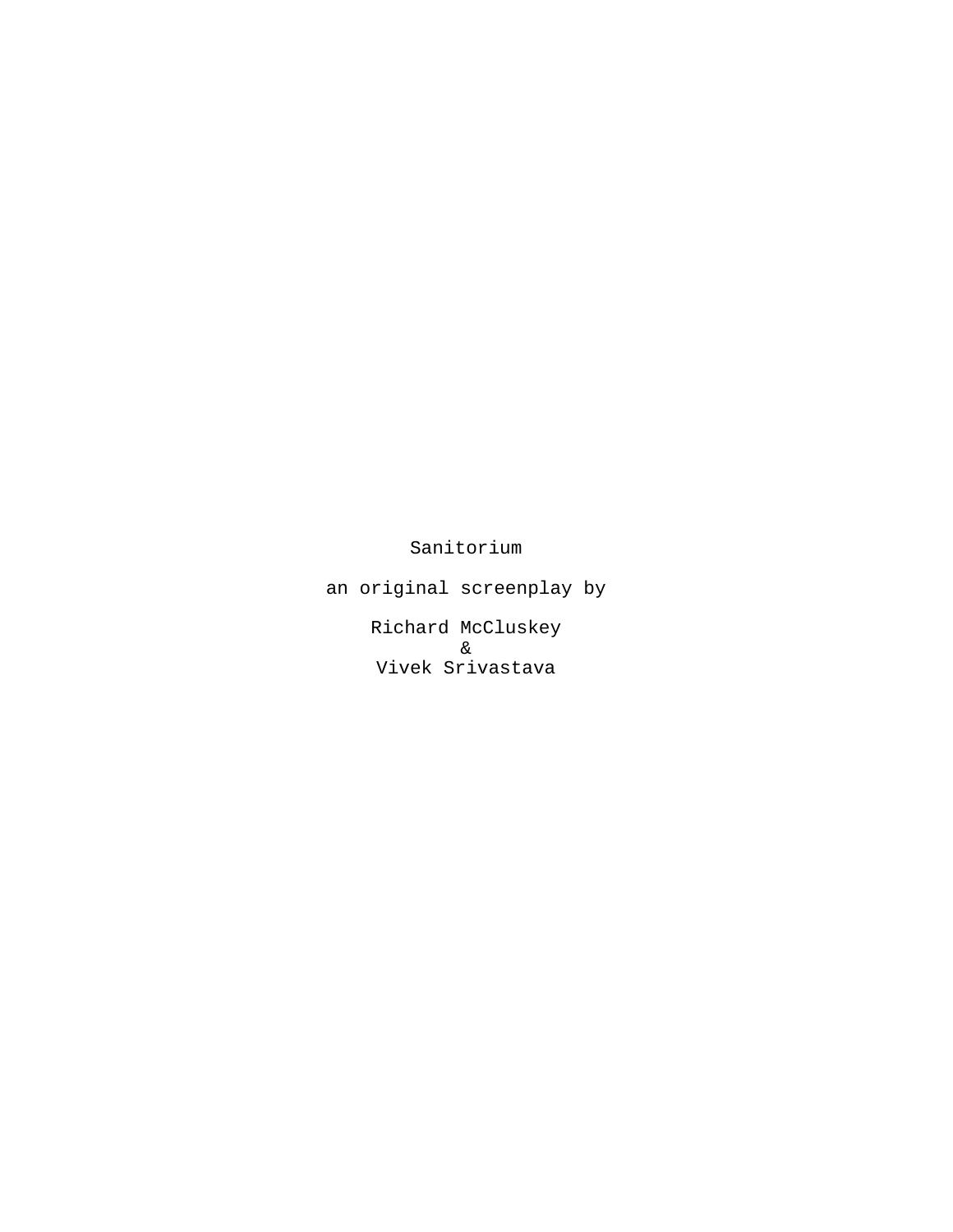Sanitorium

an original screenplay by

Richard McCluskey
&
Vivek Srivastava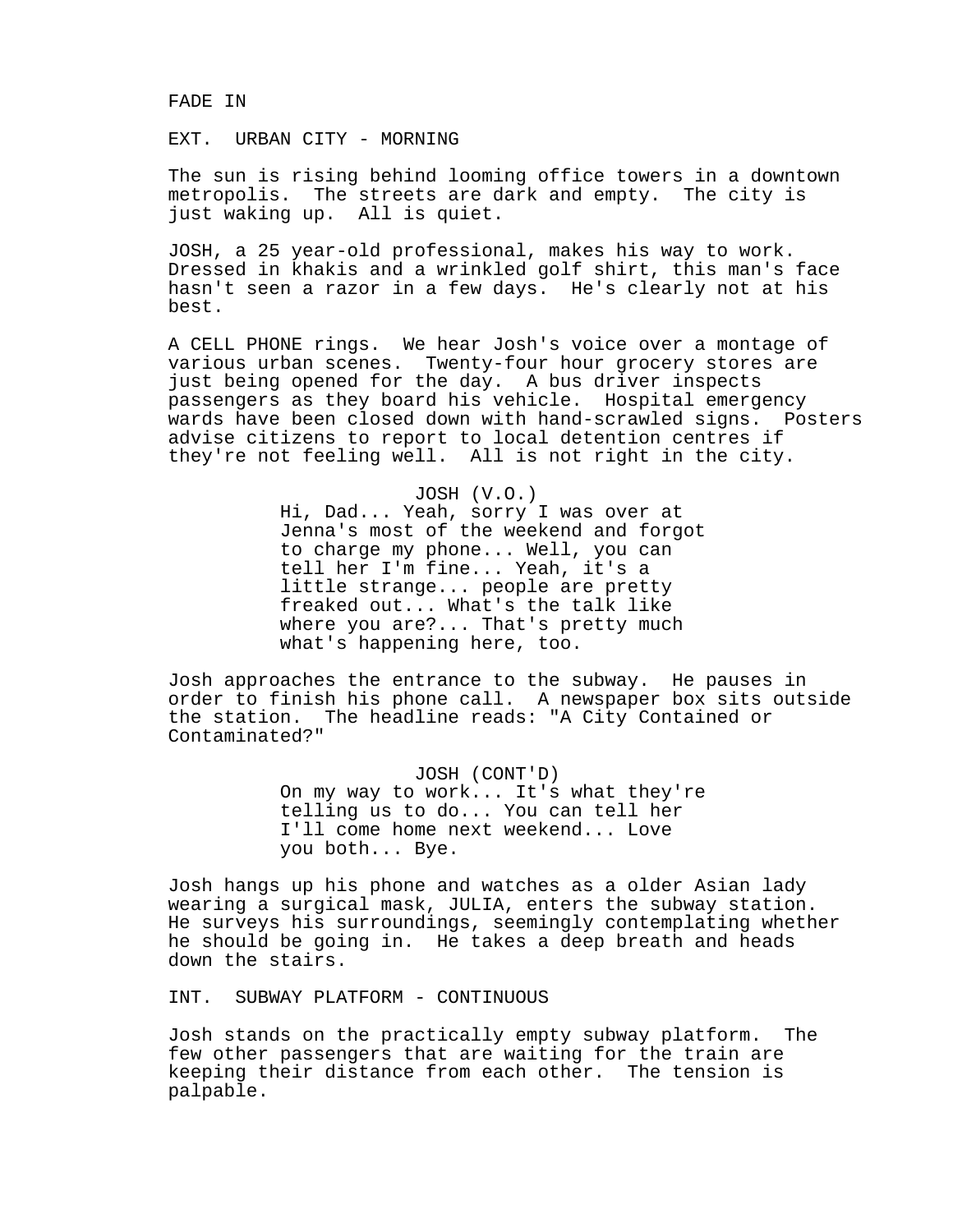FADE IN

EXT. URBAN CITY - MORNING

The sun is rising behind looming office towers in a downtown metropolis. The streets are dark and empty. The city is just waking up. All is quiet.

JOSH, a 25 year-old professional, makes his way to work. Dressed in khakis and a wrinkled golf shirt, this man's face hasn't seen a razor in a few days. He's clearly not at his best.

A CELL PHONE rings. We hear Josh's voice over a montage of various urban scenes. Twenty-four hour grocery stores are just being opened for the day. A bus driver inspects passengers as they board his vehicle. Hospital emergency wards have been closed down with hand-scrawled signs. Posters advise citizens to report to local detention centres if they're not feeling well. All is not right in the city.

JOSH (V.O.)
Hi, Dad... Yeah, sorry I was over at Jenna's most of the weekend and forgot to charge my phone... Well, you can tell her I'm fine... Yeah, it's a little strange... people are pretty freaked out... What's the talk like where you are?... That's pretty much what's happening here, too.

Josh approaches the entrance to the subway. He pauses in order to finish his phone call. A newspaper box sits outside the station. The headline reads: "A City Contained or Contaminated?"

JOSH (CONT'D)
On my way to work... It's what they're telling us to do... You can tell her I'll come home next weekend... Love you both... Bye.

Josh hangs up his phone and watches as a older Asian lady wearing a surgical mask, JULIA, enters the subway station. He surveys his surroundings, seemingly contemplating whether he should be going in. He takes a deep breath and heads down the stairs.

INT. SUBWAY PLATFORM - CONTINUOUS

Josh stands on the practically empty subway platform. The few other passengers that are waiting for the train are keeping their distance from each other. The tension is palpable.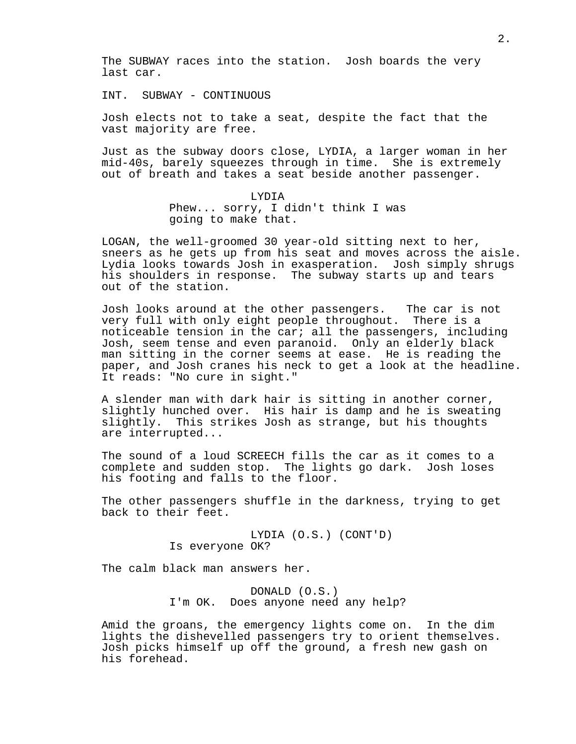The SUBWAY races into the station. Josh boards the very last car.

INT. SUBWAY - CONTINUOUS

Josh elects not to take a seat, despite the fact that the vast majority are free.

Just as the subway doors close, LYDIA, a larger woman in her mid-40s, barely squeezes through in time. She is extremely out of breath and takes a seat beside another passenger.

LYDIA
Phew... sorry, I didn't think I was going to make that.

LOGAN, the well-groomed 30 year-old sitting next to her, sneers as he gets up from his seat and moves across the aisle. Lydia looks towards Josh in exasperation. Josh simply shrugs his shoulders in response. The subway starts up and tears out of the station.

Josh looks around at the other passengers. The car is not very full with only eight people throughout. There is a noticeable tension in the car; all the passengers, including Josh, seem tense and even paranoid. Only an elderly black man sitting in the corner seems at ease. He is reading the paper, and Josh cranes his neck to get a look at the headline. It reads: "No cure in sight."

A slender man with dark hair is sitting in another corner, slightly hunched over. His hair is damp and he is sweating slightly. This strikes Josh as strange, but his thoughts are interrupted...

The sound of a loud SCREECH fills the car as it comes to a complete and sudden stop. The lights go dark. Josh loses his footing and falls to the floor.

The other passengers shuffle in the darkness, trying to get back to their feet.

LYDIA (O.S.) (CONT'D)
Is everyone OK?

The calm black man answers her.

DONALD (O.S.)
I'm OK. Does anyone need any help?

Amid the groans, the emergency lights come on. In the dim lights the dishevelled passengers try to orient themselves. Josh picks himself up off the ground, a fresh new gash on his forehead.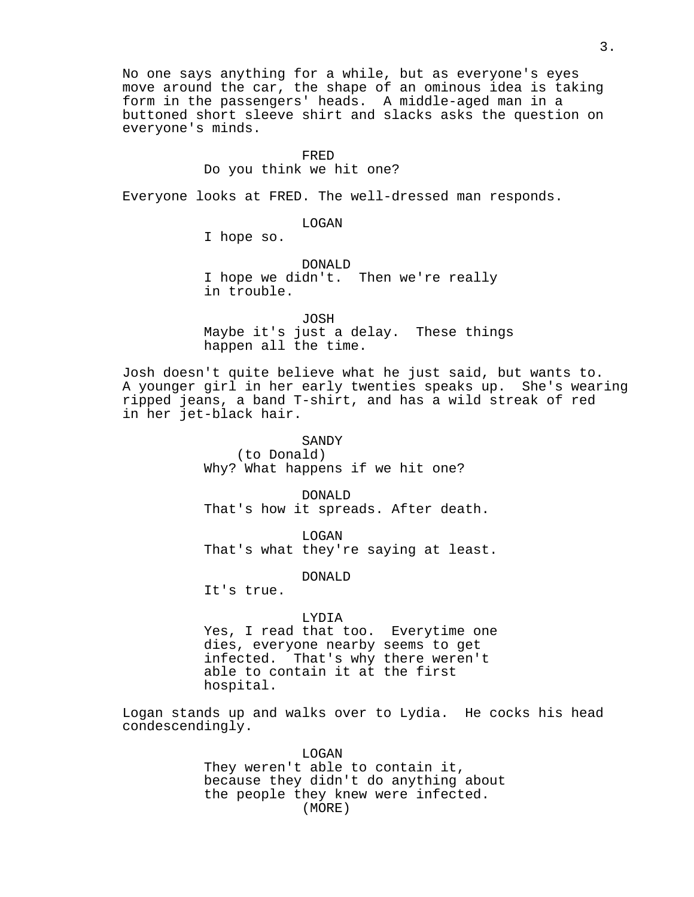No one says anything for a while, but as everyone's eyes move around the car, the shape of an ominous idea is taking form in the passengers' heads. A middle-aged man in a buttoned short sleeve shirt and slacks asks the question on everyone's minds.

FRED
Do you think we hit one?

Everyone looks at FRED. The well-dressed man responds.

LOGAN
I hope so.

DONALD
I hope we didn't. Then we're really in trouble.

JOSH
Maybe it's just a delay. These things happen all the time.

Josh doesn't quite believe what he just said, but wants to. A younger girl in her early twenties speaks up. She's wearing ripped jeans, a band T-shirt, and has a wild streak of red in her jet-black hair.

SANDY
(to Donald)
Why? What happens if we hit one?

DONALD
That's how it spreads. After death.

LOGAN
That's what they're saying at least.

DONALD
It's true.

LYDIA
Yes, I read that too. Everytime one dies, everyone nearby seems to get infected. That's why there weren't able to contain it at the first hospital.

Logan stands up and walks over to Lydia. He cocks his head condescendingly.

LOGAN
They weren't able to contain it, because they didn't do anything about the people they knew were infected.
(MORE)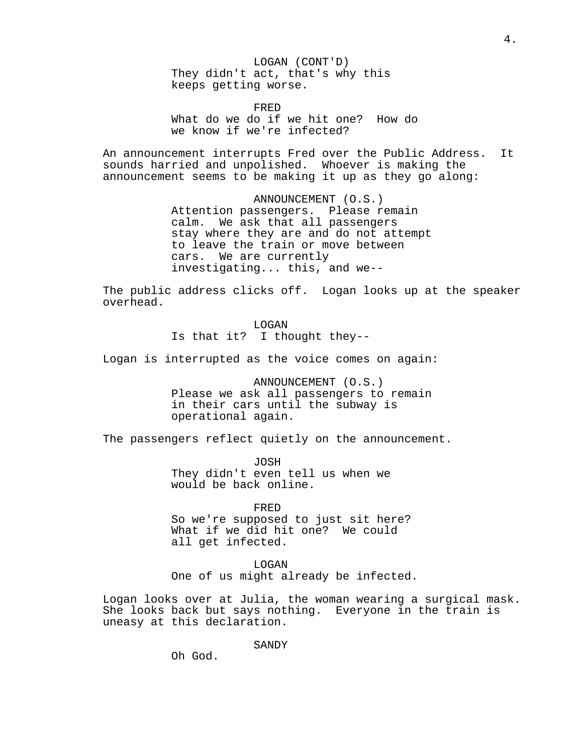LOGAN (CONT'D)
They didn't act, that's why this keeps getting worse.

FRED
What do we do if we hit one? How do we know if we're infected?

An announcement interrupts Fred over the Public Address. It sounds harried and unpolished. Whoever is making the announcement seems to be making it up as they go along:

ANNOUNCEMENT (O.S.)
Attention passengers. Please remain calm. We ask that all passengers stay where they are and do not attempt to leave the train or move between cars. We are currently investigating... this, and we--

The public address clicks off. Logan looks up at the speaker overhead.

LOGAN
Is that it? I thought they--

Logan is interrupted as the voice comes on again:

ANNOUNCEMENT (O.S.)
Please we ask all passengers to remain in their cars until the subway is operational again.

The passengers reflect quietly on the announcement.

JOSH
They didn't even tell us when we would be back online.

FRED
So we're supposed to just sit here? What if we did hit one? We could all get infected.

LOGAN
One of us might already be infected.

Logan looks over at Julia, the woman wearing a surgical mask. She looks back but says nothing. Everyone in the train is uneasy at this declaration.

SANDY
Oh God.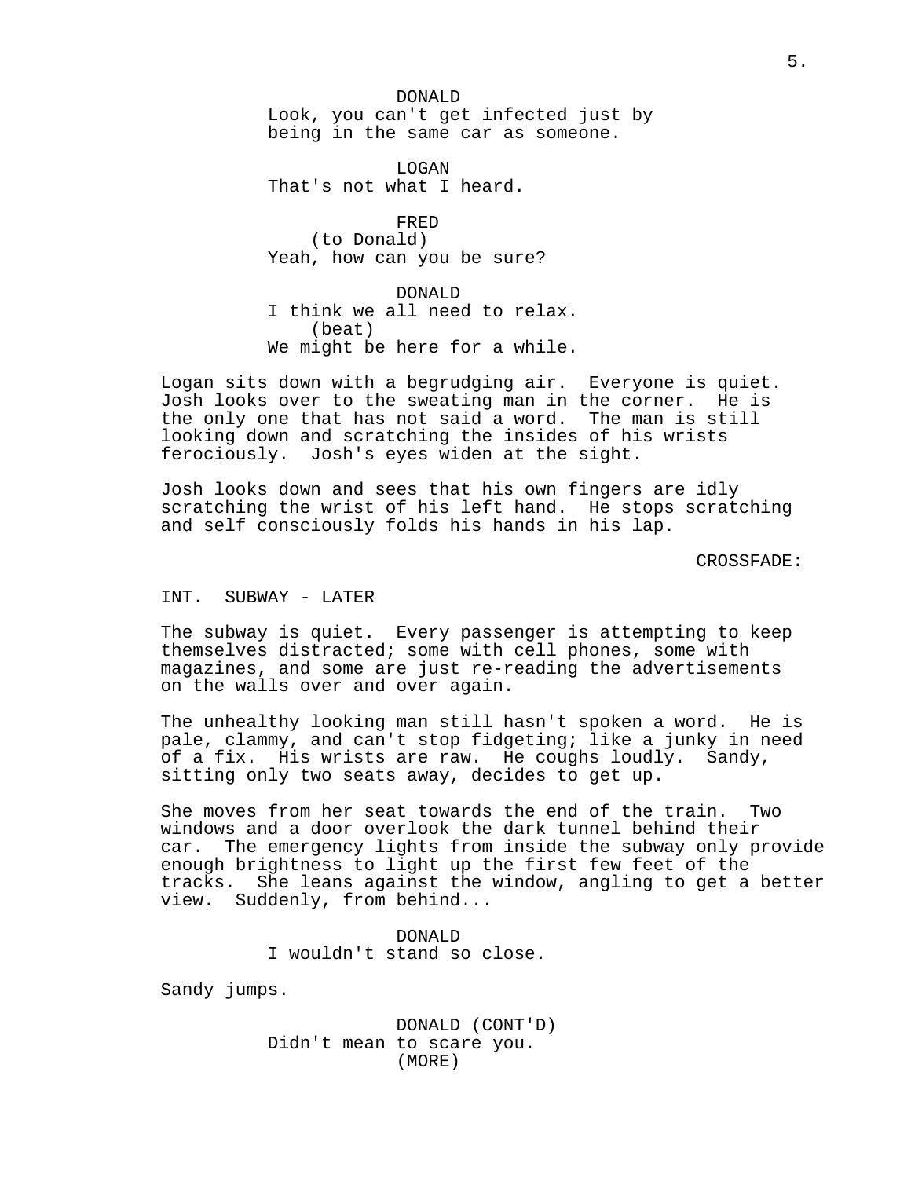DONALD
Look, you can't get infected just by being in the same car as someone.

LOGAN
That's not what I heard.

FRED
(to Donald)
Yeah, how can you be sure?

DONALD
I think we all need to relax.
(beat)
We might be here for a while.

Logan sits down with a begrudging air. Everyone is quiet. Josh looks over to the sweating man in the corner. He is the only one that has not said a word. The man is still looking down and scratching the insides of his wrists ferociously. Josh's eyes widen at the sight.

Josh looks down and sees that his own fingers are idly scratching the wrist of his left hand. He stops scratching and self consciously folds his hands in his lap.

CROSSFADE:

INT. SUBWAY - LATER

The subway is quiet. Every passenger is attempting to keep themselves distracted; some with cell phones, some with magazines, and some are just re-reading the advertisements on the walls over and over again.

The unhealthy looking man still hasn't spoken a word. He is pale, clammy, and can't stop fidgeting; like a junky in need of a fix. His wrists are raw. He coughs loudly. Sandy, sitting only two seats away, decides to get up.

She moves from her seat towards the end of the train. Two windows and a door overlook the dark tunnel behind their car. The emergency lights from inside the subway only provide enough brightness to light up the first few feet of the tracks. She leans against the window, angling to get a better view. Suddenly, from behind...

DONALD
I wouldn't stand so close.

Sandy jumps.

DONALD (CONT'D)
Didn't mean to scare you.
(MORE)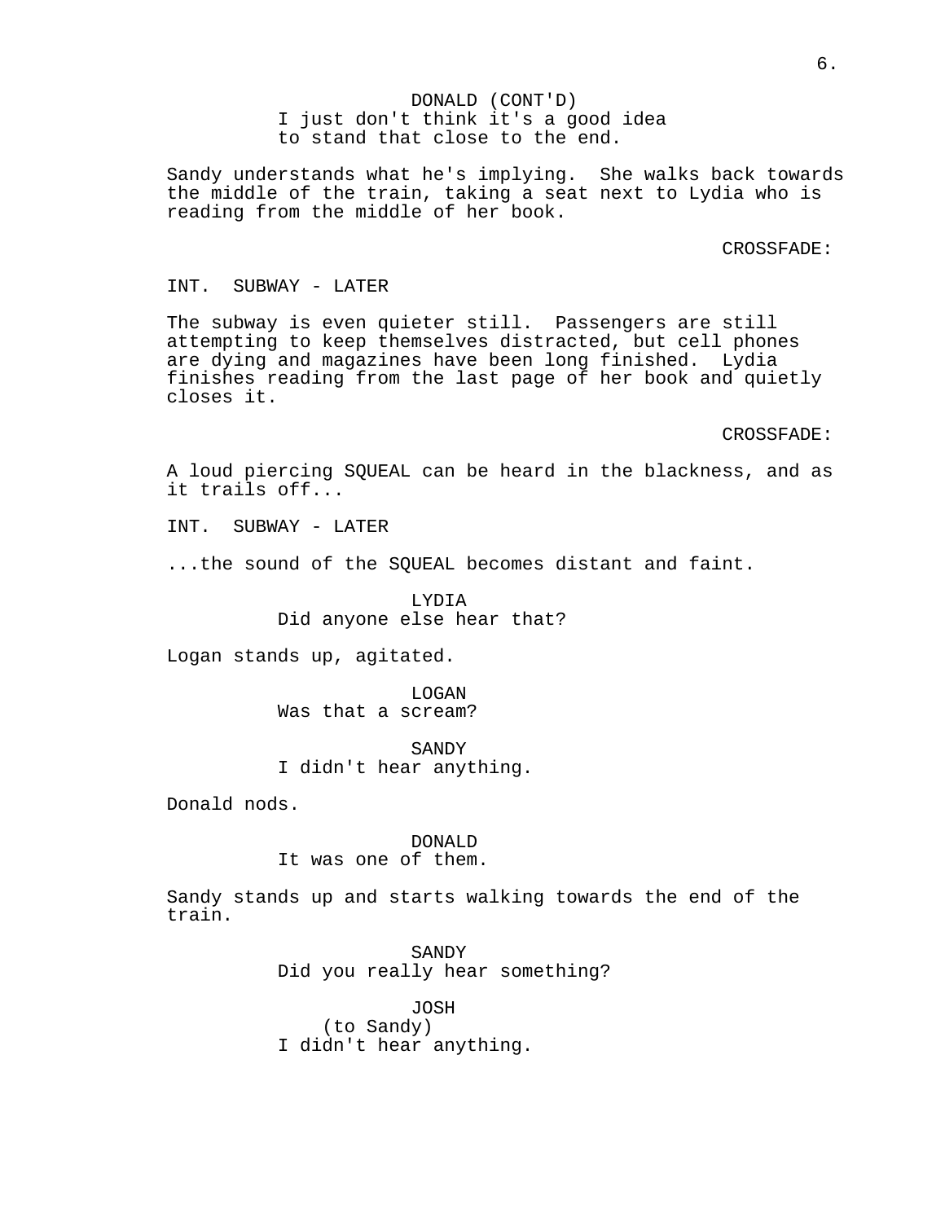DONALD (CONT'D)
I just don't think it's a good idea to stand that close to the end.

Sandy understands what he's implying. She walks back towards the middle of the train, taking a seat next to Lydia who is reading from the middle of her book.

CROSSFADE:

INT. SUBWAY - LATER

The subway is even quieter still. Passengers are still attempting to keep themselves distracted, but cell phones are dying and magazines have been long finished. Lydia finishes reading from the last page of her book and quietly closes it.

CROSSFADE:

A loud piercing SQUEAL can be heard in the blackness, and as it trails off...

INT. SUBWAY - LATER

...the sound of the SQUEAL becomes distant and faint.

LYDIA
Did anyone else hear that?

Logan stands up, agitated.

LOGAN
Was that a scream?

SANDY
I didn't hear anything.

Donald nods.

DONALD
It was one of them.

Sandy stands up and starts walking towards the end of the train.

SANDY
Did you really hear something?

JOSH
(to Sandy)
I didn't hear anything.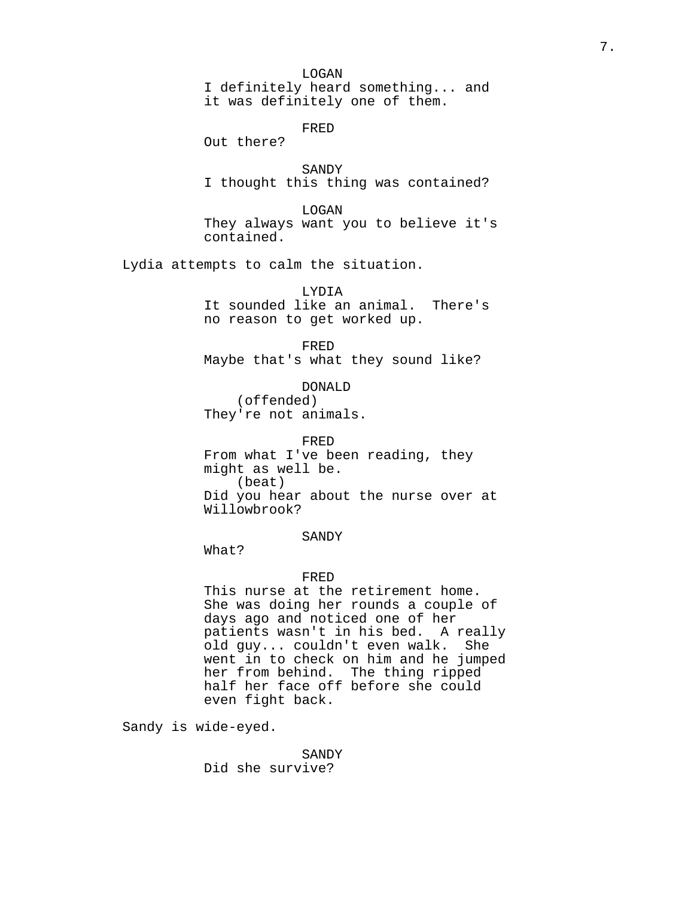LOGAN
I definitely heard something... and it was definitely one of them.

FRED
Out there?

SANDY
I thought this thing was contained?

LOGAN
They always want you to believe it's contained.

Lydia attempts to calm the situation.

LYDIA
It sounded like an animal.  There's no reason to get worked up.

FRED
Maybe that's what they sound like?

DONALD
(offended)
They're not animals.

FRED
From what I've been reading, they might as well be.
(beat)
Did you hear about the nurse over at Willowbrook?

SANDY
What?

FRED
This nurse at the retirement home. She was doing her rounds a couple of days ago and noticed one of her patients wasn't in his bed.  A really old guy... couldn't even walk.  She went in to check on him and he jumped her from behind.  The thing ripped half her face off before she could even fight back.

Sandy is wide-eyed.

SANDY
Did she survive?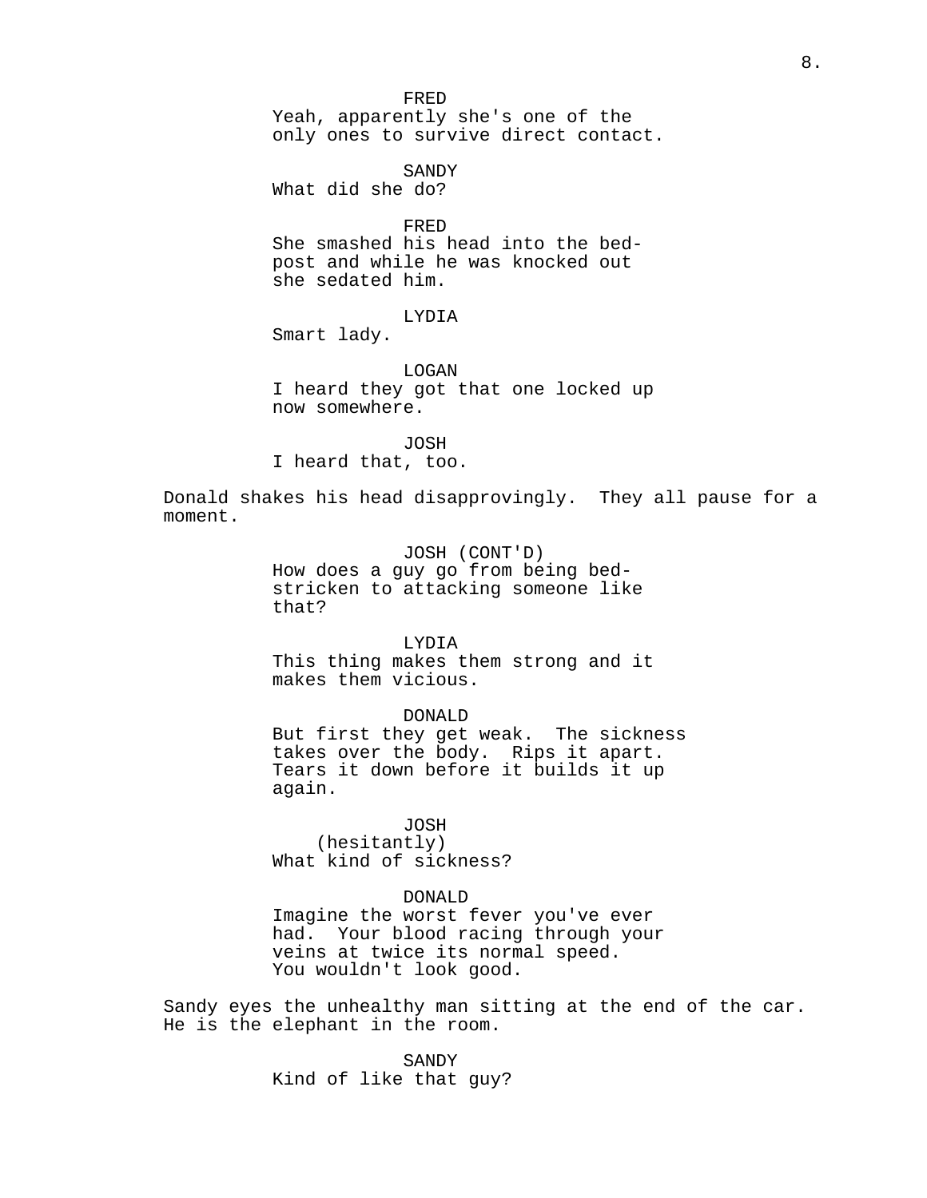FRED
Yeah, apparently she's one of the only ones to survive direct contact.

SANDY
What did she do?

FRED
She smashed his head into the bed-post and while he was knocked out she sedated him.

LYDIA
Smart lady.

LOGAN
I heard they got that one locked up now somewhere.

JOSH
I heard that, too.

Donald shakes his head disapprovingly. They all pause for a moment.

JOSH (CONT'D)
How does a guy go from being bed-stricken to attacking someone like that?

LYDIA
This thing makes them strong and it makes them vicious.

DONALD
But first they get weak. The sickness takes over the body. Rips it apart. Tears it down before it builds it up again.

JOSH
(hesitantly)
What kind of sickness?

DONALD
Imagine the worst fever you've ever had. Your blood racing through your veins at twice its normal speed. You wouldn't look good.

Sandy eyes the unhealthy man sitting at the end of the car. He is the elephant in the room.

SANDY
Kind of like that guy?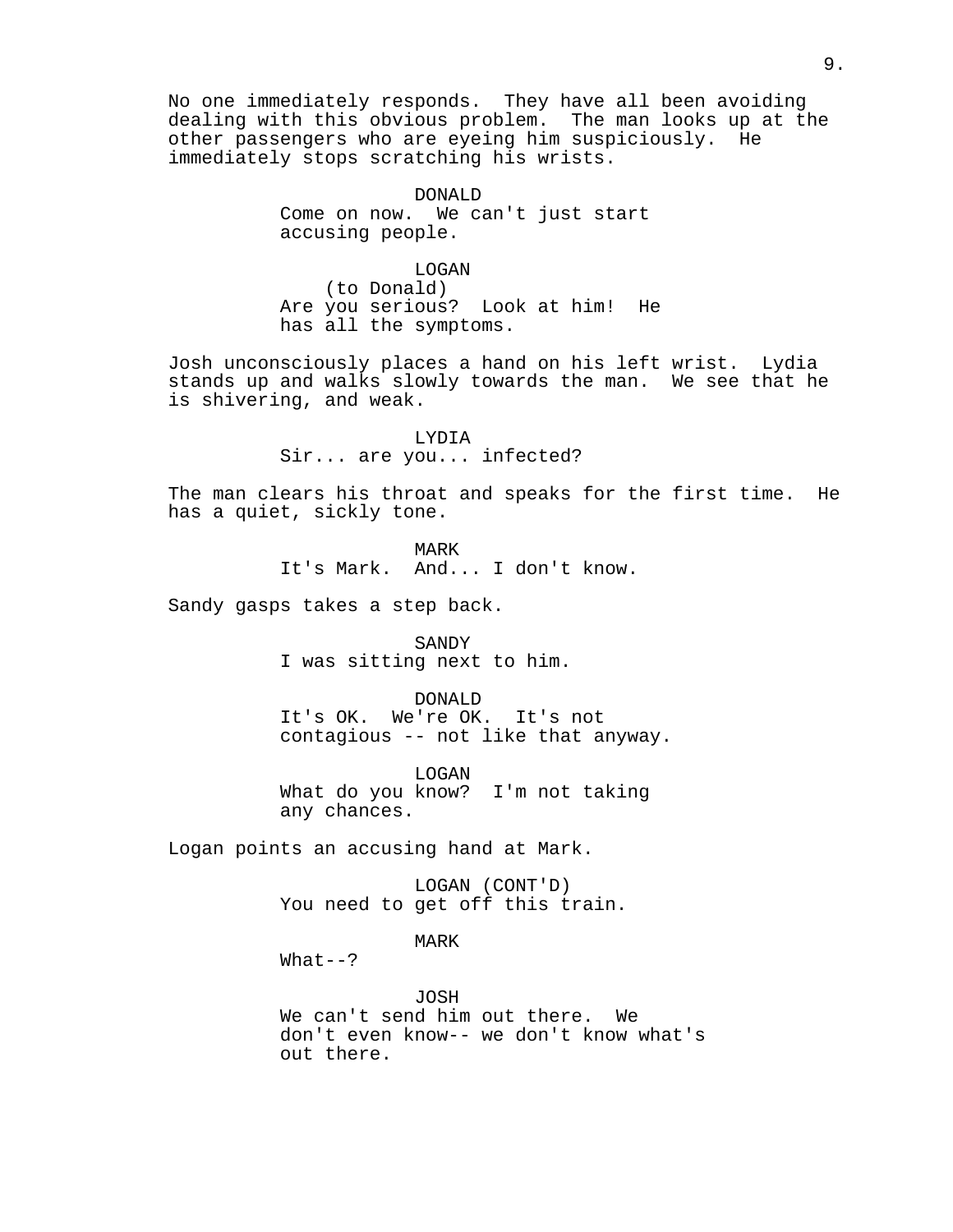No one immediately responds. They have all been avoiding dealing with this obvious problem. The man looks up at the other passengers who are eyeing him suspiciously. He immediately stops scratching his wrists.

DONALD
Come on now. We can't just start accusing people.

LOGAN
(to Donald)
Are you serious? Look at him! He has all the symptoms.

Josh unconsciously places a hand on his left wrist. Lydia stands up and walks slowly towards the man. We see that he is shivering, and weak.

LYDIA
Sir... are you... infected?

The man clears his throat and speaks for the first time. He has a quiet, sickly tone.

MARK
It's Mark. And... I don't know.

Sandy gasps takes a step back.

SANDY
I was sitting next to him.

DONALD
It's OK. We're OK. It's not contagious -- not like that anyway.

LOGAN
What do you know? I'm not taking any chances.

Logan points an accusing hand at Mark.

LOGAN (CONT'D)
You need to get off this train.

MARK
What--?

JOSH
We can't send him out there. We don't even know-- we don't know what's out there.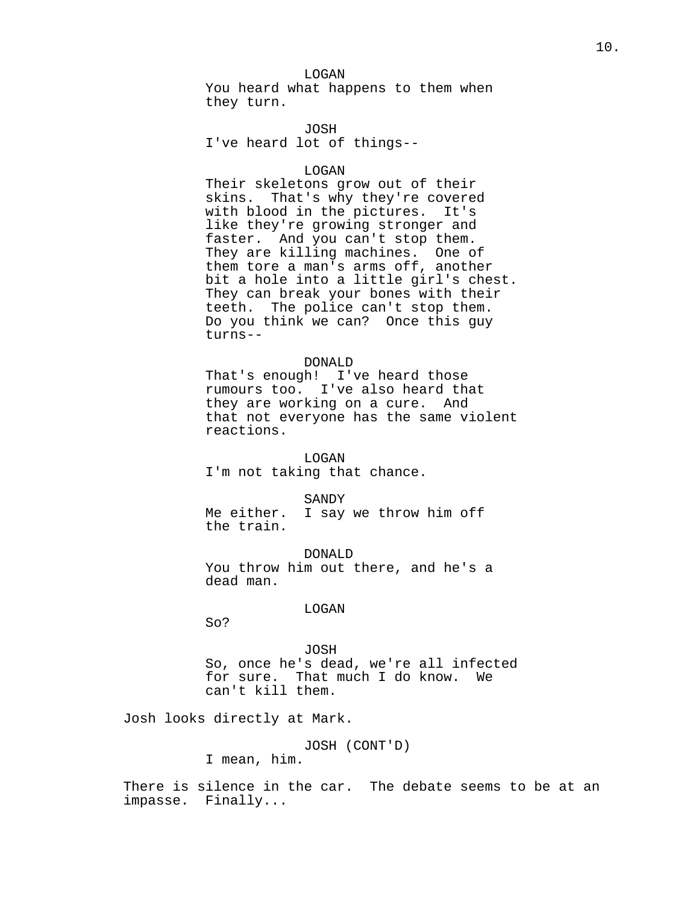LOGAN
You heard what happens to them when they turn.

JOSH
I've heard lot of things--

LOGAN
Their skeletons grow out of their skins. That's why they're covered with blood in the pictures. It's like they're growing stronger and faster. And you can't stop them. They are killing machines. One of them tore a man's arms off, another bit a hole into a little girl's chest. They can break your bones with their teeth. The police can't stop them. Do you think we can? Once this guy turns--

DONALD
That's enough! I've heard those rumours too. I've also heard that they are working on a cure. And that not everyone has the same violent reactions.

LOGAN
I'm not taking that chance.

SANDY
Me either. I say we throw him off the train.

DONALD
You throw him out there, and he's a dead man.

LOGAN
So?

JOSH
So, once he's dead, we're all infected for sure. That much I do know. We can't kill them.

Josh looks directly at Mark.

JOSH (CONT'D)
I mean, him.

There is silence in the car. The debate seems to be at an impasse. Finally...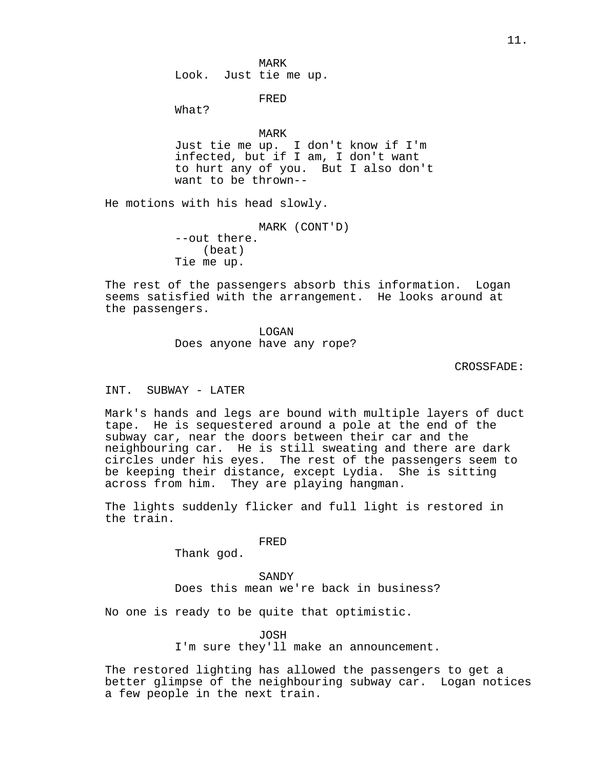MARK
Look.  Just tie me up.

FRED
What?

MARK
Just tie me up.  I don't know if I'm infected, but if I am, I don't want to hurt any of you.  But I also don't want to be thrown--

He motions with his head slowly.

MARK (CONT'D)
--out there.
(beat)
Tie me up.

The rest of the passengers absorb this information.  Logan seems satisfied with the arrangement.  He looks around at the passengers.

LOGAN
Does anyone have any rope?

CROSSFADE:

INT.  SUBWAY - LATER

Mark's hands and legs are bound with multiple layers of duct tape.  He is sequestered around a pole at the end of the subway car, near the doors between their car and the neighbouring car.  He is still sweating and there are dark circles under his eyes.  The rest of the passengers seem to be keeping their distance, except Lydia.  She is sitting across from him.  They are playing hangman.

The lights suddenly flicker and full light is restored in the train.

FRED
Thank god.

SANDY
Does this mean we're back in business?

No one is ready to be quite that optimistic.

JOSH
I'm sure they'll make an announcement.

The restored lighting has allowed the passengers to get a better glimpse of the neighbouring subway car.  Logan notices a few people in the next train.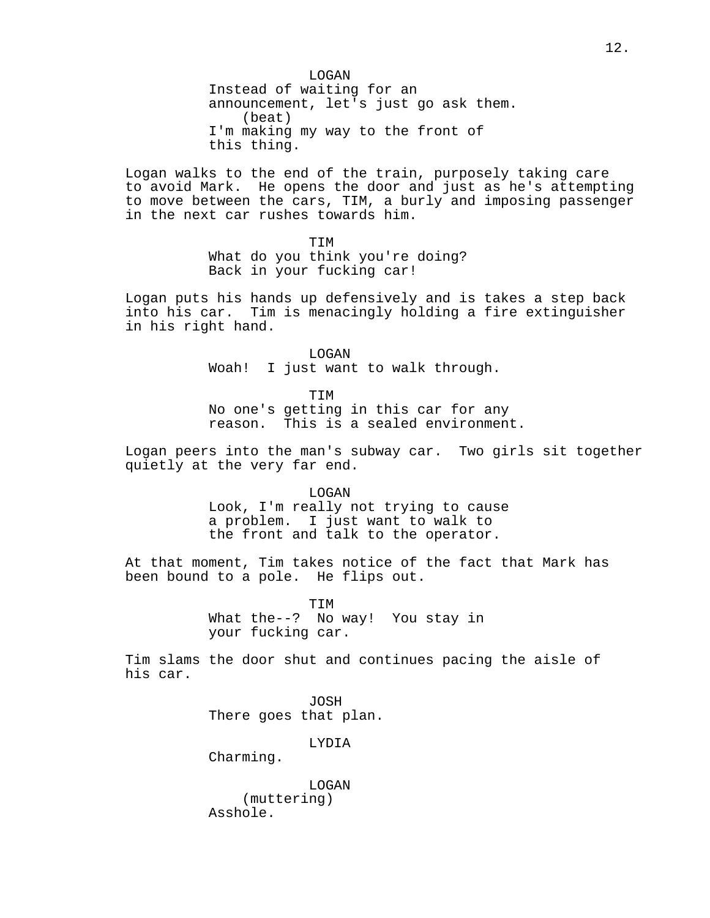LOGAN
Instead of waiting for an announcement, let's just go ask them.
(beat)
I'm making my way to the front of this thing.

Logan walks to the end of the train, purposely taking care to avoid Mark. He opens the door and just as he's attempting to move between the cars, TIM, a burly and imposing passenger in the next car rushes towards him.

TIM
What do you think you're doing? Back in your fucking car!

Logan puts his hands up defensively and is takes a step back into his car. Tim is menacingly holding a fire extinguisher in his right hand.

LOGAN
Woah! I just want to walk through.

TIM
No one's getting in this car for any reason. This is a sealed environment.

Logan peers into the man's subway car. Two girls sit together quietly at the very far end.

LOGAN
Look, I'm really not trying to cause a problem. I just want to walk to the front and talk to the operator.

At that moment, Tim takes notice of the fact that Mark has been bound to a pole. He flips out.

TIM
What the--? No way! You stay in your fucking car.

Tim slams the door shut and continues pacing the aisle of his car.

JOSH
There goes that plan.

LYDIA
Charming.

LOGAN
(muttering)
Asshole.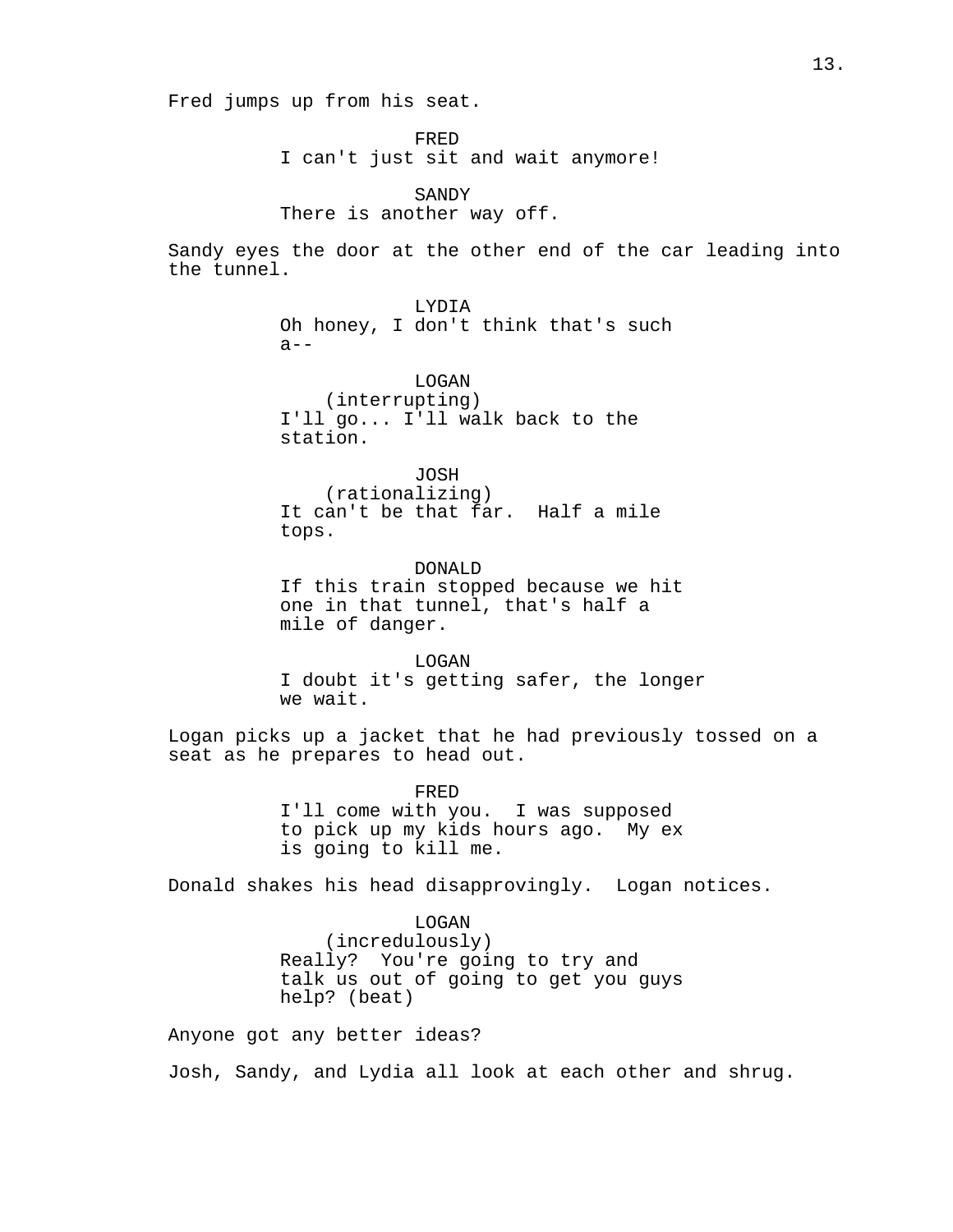Fred jumps up from his seat.

FRED
I can't just sit and wait anymore!

SANDY
There is another way off.

Sandy eyes the door at the other end of the car leading into the tunnel.

LYDIA
Oh honey, I don't think that's such a--

LOGAN
(interrupting)
I'll go... I'll walk back to the station.

JOSH
(rationalizing)
It can't be that far. Half a mile tops.

DONALD
If this train stopped because we hit one in that tunnel, that's half a mile of danger.

LOGAN
I doubt it's getting safer, the longer we wait.

Logan picks up a jacket that he had previously tossed on a seat as he prepares to head out.

FRED
I'll come with you. I was supposed to pick up my kids hours ago. My ex is going to kill me.

Donald shakes his head disapprovingly. Logan notices.

LOGAN
(incredulously)
Really? You're going to try and talk us out of going to get you guys help? (beat)

Anyone got any better ideas?

Josh, Sandy, and Lydia all look at each other and shrug.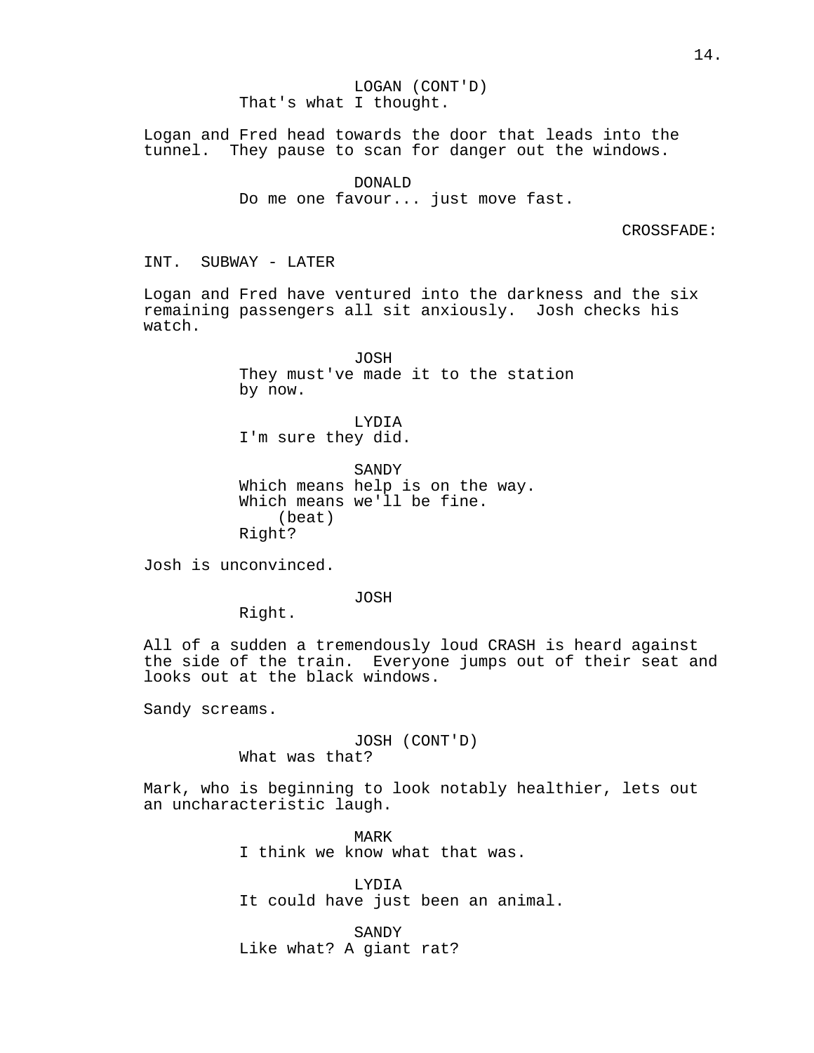LOGAN (CONT'D)
That's what I thought.

Logan and Fred head towards the door that leads into the tunnel. They pause to scan for danger out the windows.

DONALD
Do me one favour... just move fast.

CROSSFADE:

INT. SUBWAY - LATER

Logan and Fred have ventured into the darkness and the six remaining passengers all sit anxiously. Josh checks his watch.

JOSH
They must've made it to the station by now.

LYDIA
I'm sure they did.

SANDY
Which means help is on the way. Which means we'll be fine.
(beat)
Right?

Josh is unconvinced.

JOSH
Right.

All of a sudden a tremendously loud CRASH is heard against the side of the train. Everyone jumps out of their seat and looks out at the black windows.

Sandy screams.

JOSH (CONT'D)
What was that?

Mark, who is beginning to look notably healthier, lets out an uncharacteristic laugh.

MARK
I think we know what that was.

LYDIA
It could have just been an animal.

SANDY
Like what? A giant rat?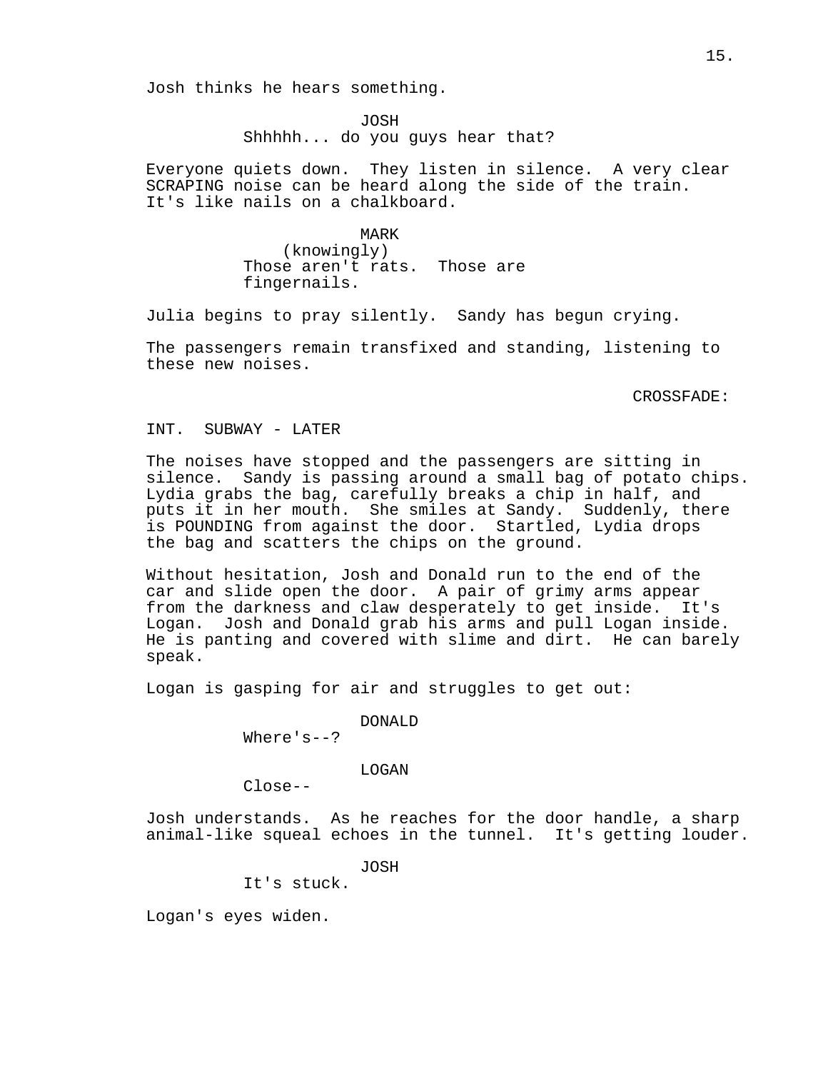Josh thinks he hears something.

JOSH
Shhhhh... do you guys hear that?

Everyone quiets down. They listen in silence. A very clear SCRAPING noise can be heard along the side of the train. It's like nails on a chalkboard.

MARK
(knowingly)
Those aren't rats. Those are fingernails.

Julia begins to pray silently. Sandy has begun crying.

The passengers remain transfixed and standing, listening to these new noises.

CROSSFADE:

INT. SUBWAY - LATER

The noises have stopped and the passengers are sitting in silence. Sandy is passing around a small bag of potato chips. Lydia grabs the bag, carefully breaks a chip in half, and puts it in her mouth. She smiles at Sandy. Suddenly, there is POUNDING from against the door. Startled, Lydia drops the bag and scatters the chips on the ground.

Without hesitation, Josh and Donald run to the end of the car and slide open the door. A pair of grimy arms appear from the darkness and claw desperately to get inside. It's Logan. Josh and Donald grab his arms and pull Logan inside. He is panting and covered with slime and dirt. He can barely speak.

Logan is gasping for air and struggles to get out:

DONALD
Where's--?

LOGAN
Close--

Josh understands. As he reaches for the door handle, a sharp animal-like squeal echoes in the tunnel. It's getting louder.

JOSH
It's stuck.

Logan's eyes widen.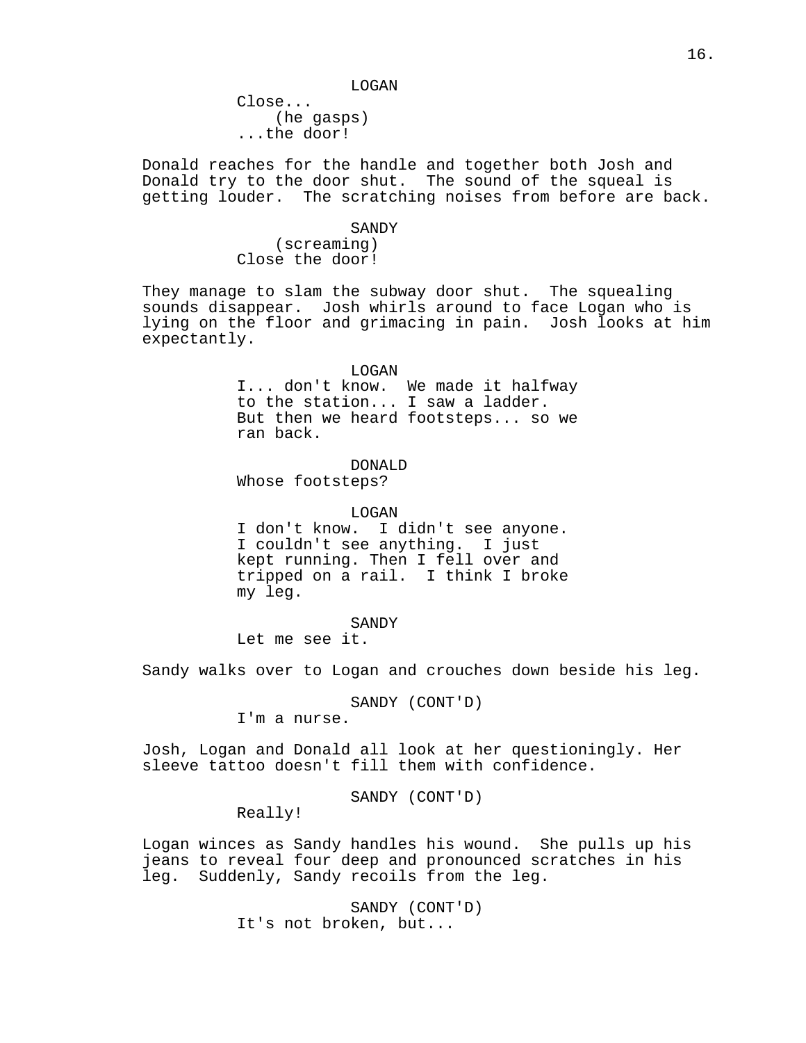LOGAN

Close...

(he gasps)

...the door!

Donald reaches for the handle and together both Josh and Donald try to the door shut. The sound of the squeal is getting louder. The scratching noises from before are back.

SANDY

(screaming)

Close the door!

They manage to slam the subway door shut. The squealing sounds disappear. Josh whirls around to face Logan who is lying on the floor and grimacing in pain. Josh looks at him expectantly.

LOGAN

I... don't know. We made it halfway to the station... I saw a ladder. But then we heard footsteps... so we ran back.

DONALD

Whose footsteps?

LOGAN

I don't know. I didn't see anyone. I couldn't see anything. I just kept running. Then I fell over and tripped on a rail. I think I broke my leg.

SANDY

Let me see it.

Sandy walks over to Logan and crouches down beside his leg.

SANDY (CONT'D)

I'm a nurse.

Josh, Logan and Donald all look at her questioningly. Her sleeve tattoo doesn't fill them with confidence.

SANDY (CONT'D)

Really!

Logan winces as Sandy handles his wound. She pulls up his jeans to reveal four deep and pronounced scratches in his leg. Suddenly, Sandy recoils from the leg.

SANDY (CONT'D)

It's not broken, but...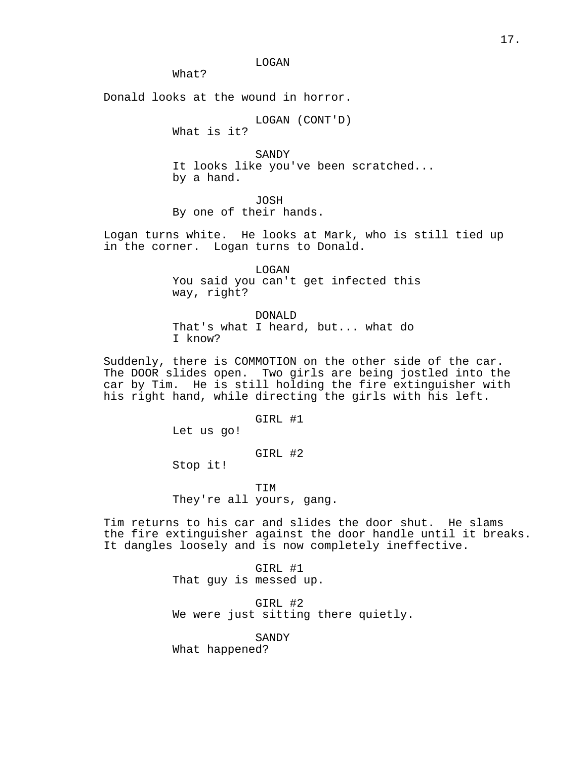LOGAN
What?

Donald looks at the wound in horror.

LOGAN (CONT'D)
What is it?

SANDY
It looks like you've been scratched...
by a hand.

JOSH
By one of their hands.

Logan turns white. He looks at Mark, who is still tied up in the corner. Logan turns to Donald.

LOGAN
You said you can't get infected this
way, right?

DONALD
That's what I heard, but... what do
I know?

Suddenly, there is COMMOTION on the other side of the car. The DOOR slides open. Two girls are being jostled into the car by Tim. He is still holding the fire extinguisher with his right hand, while directing the girls with his left.

GIRL #1
Let us go!

GIRL #2
Stop it!

TIM
They're all yours, gang.

Tim returns to his car and slides the door shut. He slams the fire extinguisher against the door handle until it breaks. It dangles loosely and is now completely ineffective.

GIRL #1
That guy is messed up.

GIRL #2
We were just sitting there quietly.

SANDY
What happened?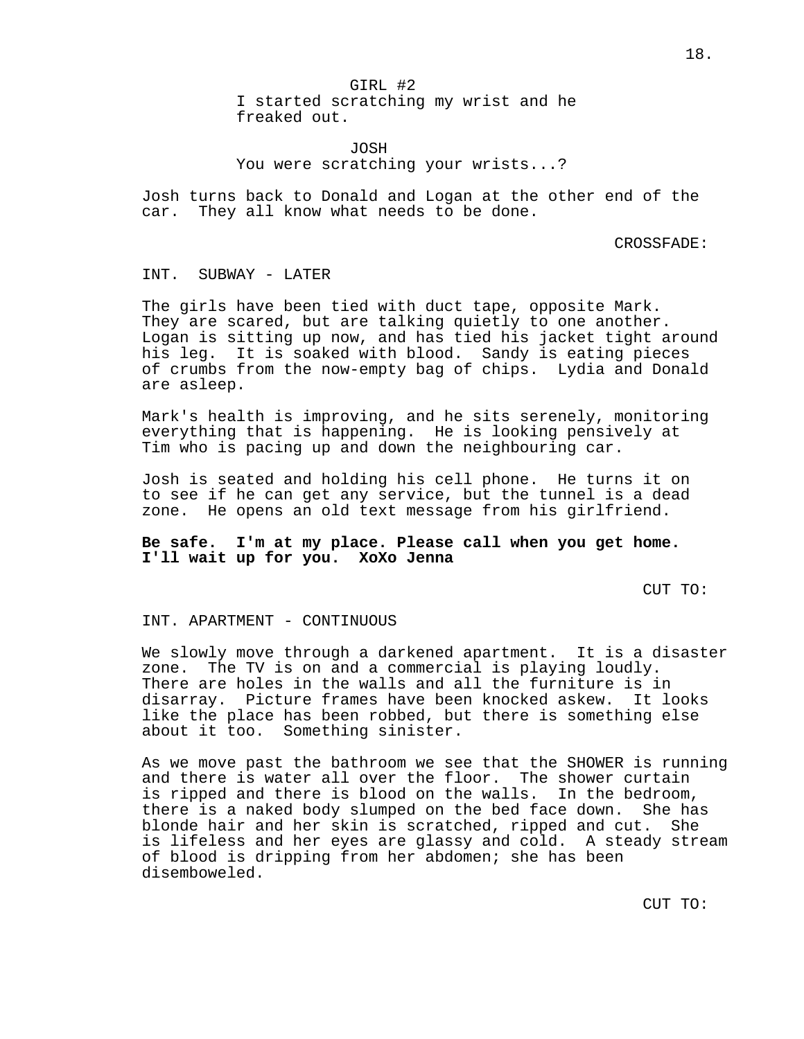GIRL #2
I started scratching my wrist and he freaked out.

JOSH
You were scratching your wrists...?

Josh turns back to Donald and Logan at the other end of the car. They all know what needs to be done.

CROSSFADE:

INT. SUBWAY - LATER

The girls have been tied with duct tape, opposite Mark. They are scared, but are talking quietly to one another. Logan is sitting up now, and has tied his jacket tight around his leg. It is soaked with blood. Sandy is eating pieces of crumbs from the now-empty bag of chips. Lydia and Donald are asleep.

Mark's health is improving, and he sits serenely, monitoring everything that is happening. He is looking pensively at Tim who is pacing up and down the neighbouring car.

Josh is seated and holding his cell phone. He turns it on to see if he can get any service, but the tunnel is a dead zone. He opens an old text message from his girlfriend.

**Be safe. I'm at my place. Please call when you get home. I'll wait up for you. XoXo Jenna**

CUT TO:

INT. APARTMENT - CONTINUOUS

We slowly move through a darkened apartment. It is a disaster zone. The TV is on and a commercial is playing loudly. There are holes in the walls and all the furniture is in disarray. Picture frames have been knocked askew. It looks like the place has been robbed, but there is something else about it too. Something sinister.

As we move past the bathroom we see that the SHOWER is running and there is water all over the floor. The shower curtain is ripped and there is blood on the walls. In the bedroom, there is a naked body slumped on the bed face down. She has blonde hair and her skin is scratched, ripped and cut. She is lifeless and her eyes are glassy and cold. A steady stream of blood is dripping from her abdomen; she has been disemboweled.

CUT TO: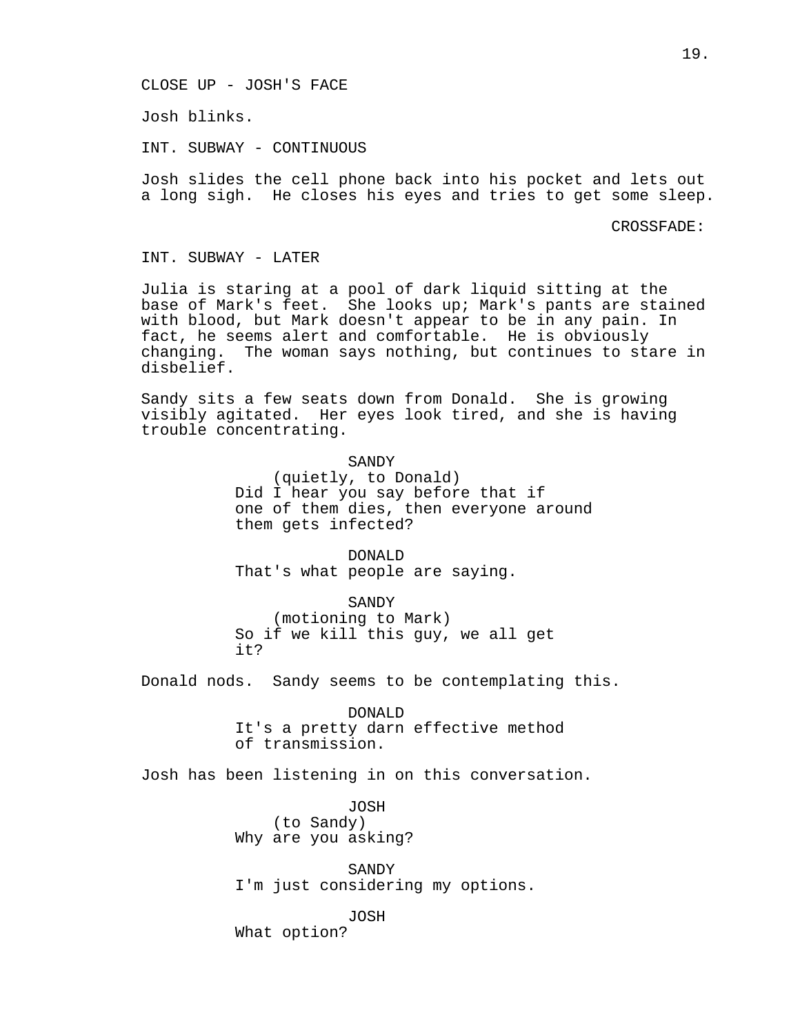CLOSE UP - JOSH'S FACE

Josh blinks.

INT. SUBWAY - CONTINUOUS

Josh slides the cell phone back into his pocket and lets out a long sigh. He closes his eyes and tries to get some sleep.

CROSSFADE:

INT. SUBWAY - LATER

Julia is staring at a pool of dark liquid sitting at the base of Mark's feet. She looks up; Mark's pants are stained with blood, but Mark doesn't appear to be in any pain. In fact, he seems alert and comfortable. He is obviously changing. The woman says nothing, but continues to stare in disbelief.

Sandy sits a few seats down from Donald. She is growing visibly agitated. Her eyes look tired, and she is having trouble concentrating.

SANDY
(quietly, to Donald)
Did I hear you say before that if one of them dies, then everyone around them gets infected?

DONALD
That's what people are saying.

SANDY
(motioning to Mark)
So if we kill this guy, we all get it?

Donald nods. Sandy seems to be contemplating this.

DONALD
It's a pretty darn effective method of transmission.

Josh has been listening in on this conversation.

JOSH
(to Sandy)
Why are you asking?

SANDY
I'm just considering my options.

JOSH
What option?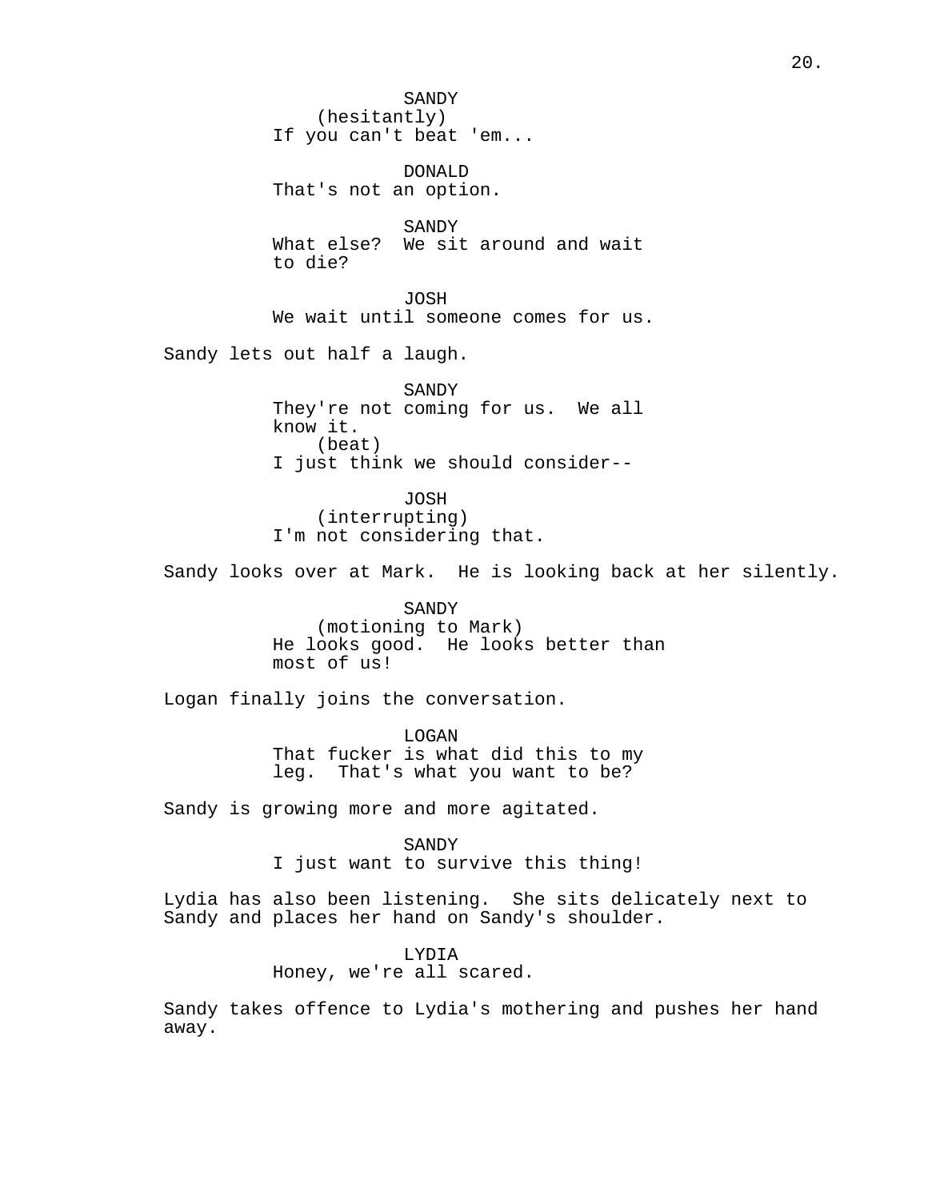SANDY
(hesitantly)
If you can't beat 'em...

DONALD
That's not an option.

SANDY
What else? We sit around and wait to die?

JOSH
We wait until someone comes for us.

Sandy lets out half a laugh.

SANDY
They're not coming for us. We all know it.
(beat)
I just think we should consider--

JOSH
(interrupting)
I'm not considering that.

Sandy looks over at Mark. He is looking back at her silently.

SANDY
(motioning to Mark)
He looks good. He looks better than most of us!

Logan finally joins the conversation.

LOGAN
That fucker is what did this to my leg. That's what you want to be?

Sandy is growing more and more agitated.

SANDY
I just want to survive this thing!

Lydia has also been listening. She sits delicately next to Sandy and places her hand on Sandy's shoulder.

LYDIA
Honey, we're all scared.

Sandy takes offence to Lydia's mothering and pushes her hand away.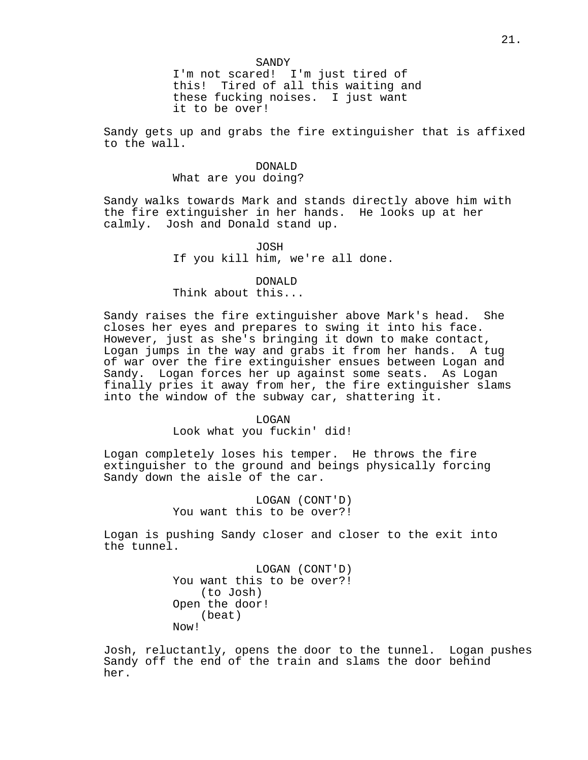SANDY
I'm not scared!  I'm just tired of this!  Tired of all this waiting and these fucking noises.  I just want it to be over!

Sandy gets up and grabs the fire extinguisher that is affixed to the wall.

DONALD
What are you doing?

Sandy walks towards Mark and stands directly above him with the fire extinguisher in her hands.  He looks up at her calmly.  Josh and Donald stand up.

JOSH
If you kill him, we're all done.

DONALD
Think about this...

Sandy raises the fire extinguisher above Mark's head.  She closes her eyes and prepares to swing it into his face. However, just as she's bringing it down to make contact, Logan jumps in the way and grabs it from her hands.  A tug of war over the fire extinguisher ensues between Logan and Sandy.  Logan forces her up against some seats.  As Logan finally pries it away from her, the fire extinguisher slams into the window of the subway car, shattering it.

LOGAN
Look what you fuckin' did!

Logan completely loses his temper.  He throws the fire extinguisher to the ground and beings physically forcing Sandy down the aisle of the car.

LOGAN (CONT'D)
You want this to be over?!

Logan is pushing Sandy closer and closer to the exit into the tunnel.

LOGAN (CONT'D)
You want this to be over?!
(to Josh)
Open the door!
(beat)
Now!

Josh, reluctantly, opens the door to the tunnel.  Logan pushes Sandy off the end of the train and slams the door behind her.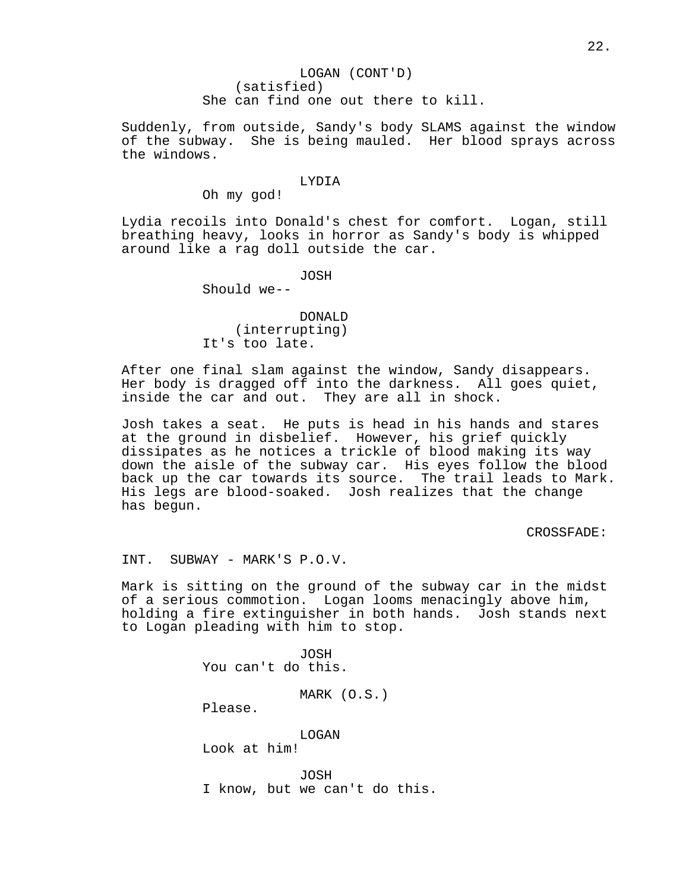LOGAN (CONT'D)
(satisfied)
She can find one out there to kill.

Suddenly, from outside, Sandy's body SLAMS against the window of the subway. She is being mauled. Her blood sprays across the windows.

LYDIA
Oh my god!

Lydia recoils into Donald's chest for comfort. Logan, still breathing heavy, looks in horror as Sandy's body is whipped around like a rag doll outside the car.

JOSH
Should we--

DONALD
(interrupting)
It's too late.

After one final slam against the window, Sandy disappears. Her body is dragged off into the darkness. All goes quiet, inside the car and out. They are all in shock.

Josh takes a seat. He puts is head in his hands and stares at the ground in disbelief. However, his grief quickly dissipates as he notices a trickle of blood making its way down the aisle of the subway car. His eyes follow the blood back up the car towards its source. The trail leads to Mark. His legs are blood-soaked. Josh realizes that the change has begun.

CROSSFADE:

INT. SUBWAY - MARK'S P.O.V.

Mark is sitting on the ground of the subway car in the midst of a serious commotion. Logan looms menacingly above him, holding a fire extinguisher in both hands. Josh stands next to Logan pleading with him to stop.

JOSH
You can't do this.

MARK (O.S.)
Please.

LOGAN
Look at him!

JOSH
I know, but we can't do this.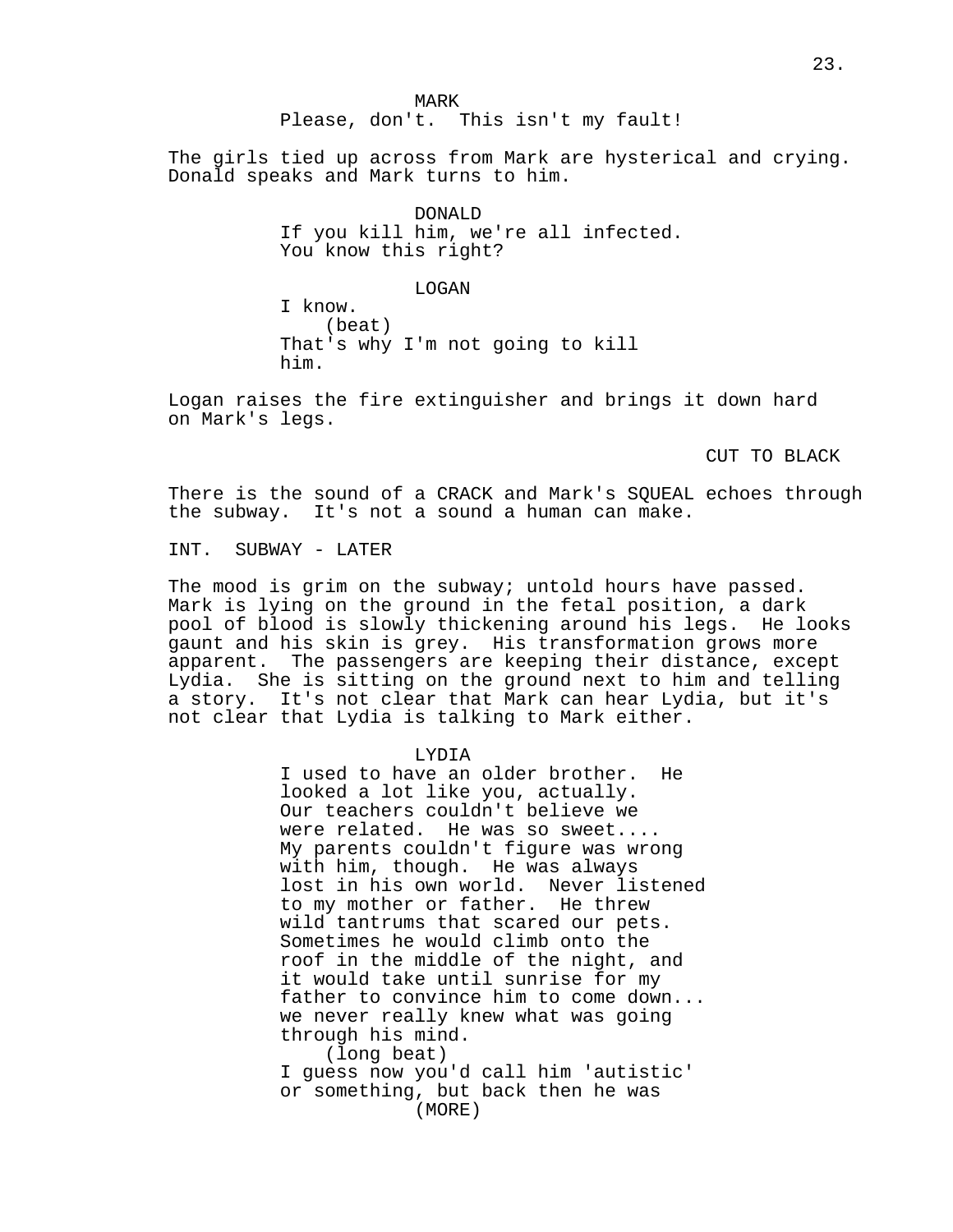MARK
Please, don't.  This isn't my fault!

The girls tied up across from Mark are hysterical and crying. Donald speaks and Mark turns to him.

DONALD
If you kill him, we're all infected. You know this right?

LOGAN
I know.
(beat)
That's why I'm not going to kill him.

Logan raises the fire extinguisher and brings it down hard on Mark's legs.

CUT TO BLACK

There is the sound of a CRACK and Mark's SQUEAL echoes through the subway.  It's not a sound a human can make.

INT.  SUBWAY - LATER

The mood is grim on the subway; untold hours have passed. Mark is lying on the ground in the fetal position, a dark pool of blood is slowly thickening around his legs.  He looks gaunt and his skin is grey.  His transformation grows more apparent.  The passengers are keeping their distance, except Lydia.  She is sitting on the ground next to him and telling a story.  It's not clear that Mark can hear Lydia, but it's not clear that Lydia is talking to Mark either.

LYDIA
I used to have an older brother.  He looked a lot like you, actually. Our teachers couldn't believe we were related.  He was so sweet.... My parents couldn't figure was wrong with him, though.  He was always lost in his own world.  Never listened to my mother or father.  He threw wild tantrums that scared our pets. Sometimes he would climb onto the roof in the middle of the night, and it would take until sunrise for my father to convince him to come down... we never really knew what was going through his mind.
(long beat)
I guess now you'd call him 'autistic' or something, but back then he was
(MORE)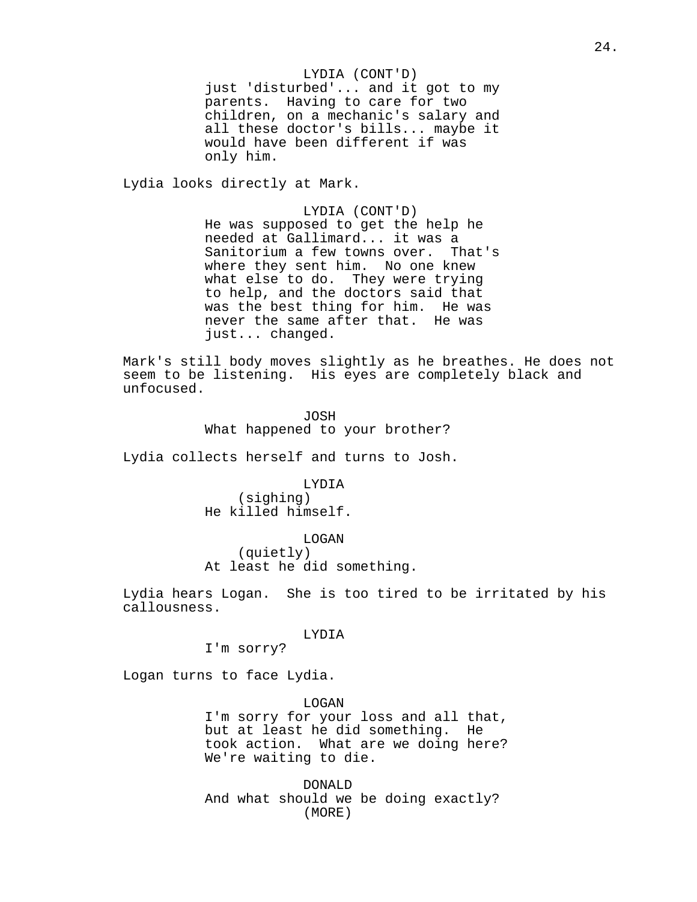LYDIA (CONT'D)
just 'disturbed'... and it got to my parents. Having to care for two children, on a mechanic's salary and all these doctor's bills... maybe it would have been different if was only him.

Lydia looks directly at Mark.

LYDIA (CONT'D)
He was supposed to get the help he needed at Gallimard... it was a Sanitorium a few towns over. That's where they sent him. No one knew what else to do. They were trying to help, and the doctors said that was the best thing for him. He was never the same after that. He was just... changed.

Mark's still body moves slightly as he breathes. He does not seem to be listening. His eyes are completely black and unfocused.

JOSH
What happened to your brother?

Lydia collects herself and turns to Josh.

LYDIA
(sighing)
He killed himself.

LOGAN
(quietly)
At least he did something.

Lydia hears Logan. She is too tired to be irritated by his callousness.

LYDIA
I'm sorry?

Logan turns to face Lydia.

LOGAN
I'm sorry for your loss and all that, but at least he did something. He took action. What are we doing here? We're waiting to die.

DONALD
And what should we be doing exactly?
(MORE)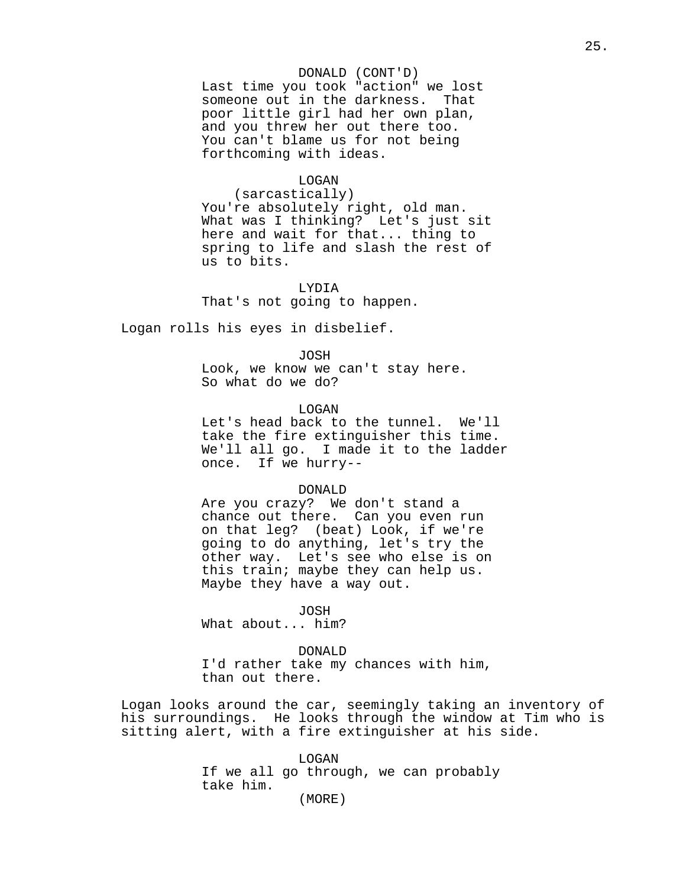DONALD (CONT'D)
Last time you took "action" we lost someone out in the darkness. That poor little girl had her own plan, and you threw her out there too. You can't blame us for not being forthcoming with ideas.

LOGAN
(sarcastically)
You're absolutely right, old man. What was I thinking? Let's just sit here and wait for that... thing to spring to life and slash the rest of us to bits.

LYDIA
That's not going to happen.

Logan rolls his eyes in disbelief.

JOSH
Look, we know we can't stay here. So what do we do?

LOGAN
Let's head back to the tunnel. We'll take the fire extinguisher this time. We'll all go. I made it to the ladder once. If we hurry--

DONALD
Are you crazy? We don't stand a chance out there. Can you even run on that leg? (beat) Look, if we're going to do anything, let's try the other way. Let's see who else is on this train; maybe they can help us. Maybe they have a way out.

JOSH
What about... him?

DONALD
I'd rather take my chances with him, than out there.

Logan looks around the car, seemingly taking an inventory of his surroundings. He looks through the window at Tim who is sitting alert, with a fire extinguisher at his side.

LOGAN
If we all go through, we can probably take him.
(MORE)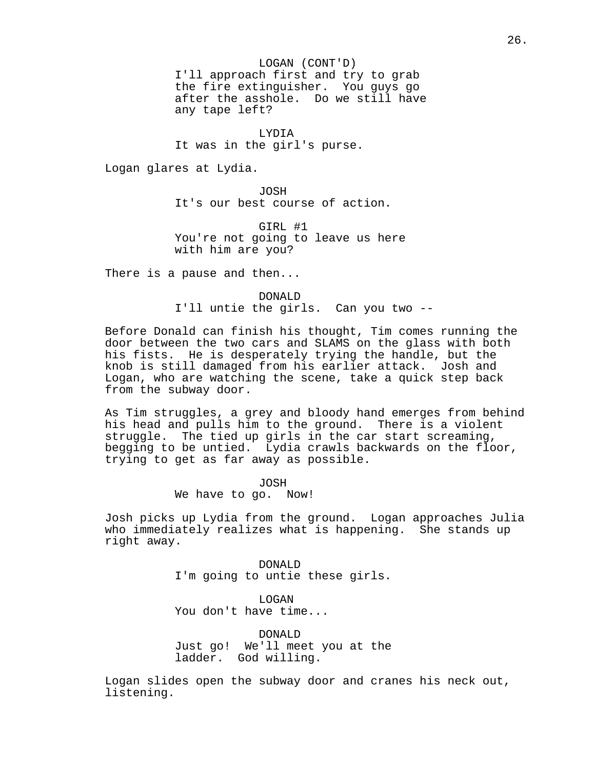LOGAN (CONT'D)
I'll approach first and try to grab the fire extinguisher. You guys go after the asshole. Do we still have any tape left?

LYDIA
It was in the girl's purse.

Logan glares at Lydia.

JOSH
It's our best course of action.

GIRL #1
You're not going to leave us here with him are you?

There is a pause and then...

DONALD
I'll untie the girls. Can you two --

Before Donald can finish his thought, Tim comes running the door between the two cars and SLAMS on the glass with both his fists. He is desperately trying the handle, but the knob is still damaged from his earlier attack. Josh and Logan, who are watching the scene, take a quick step back from the subway door.

As Tim struggles, a grey and bloody hand emerges from behind his head and pulls him to the ground. There is a violent struggle. The tied up girls in the car start screaming, begging to be untied. Lydia crawls backwards on the floor, trying to get as far away as possible.

JOSH
We have to go. Now!

Josh picks up Lydia from the ground. Logan approaches Julia who immediately realizes what is happening. She stands up right away.

DONALD
I'm going to untie these girls.

LOGAN
You don't have time...

DONALD
Just go! We'll meet you at the ladder. God willing.

Logan slides open the subway door and cranes his neck out, listening.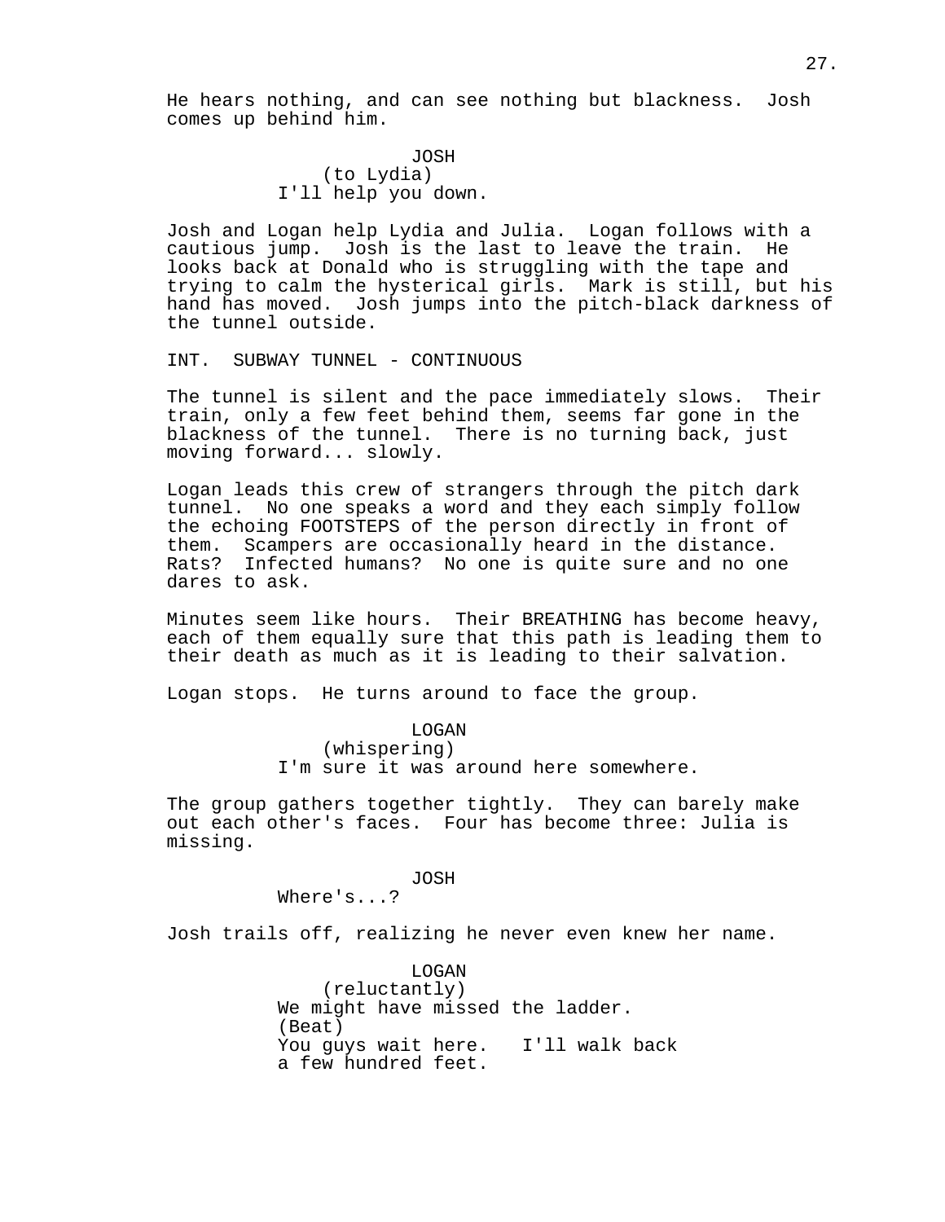He hears nothing, and can see nothing but blackness. Josh comes up behind him.

JOSH
(to Lydia)
I'll help you down.

Josh and Logan help Lydia and Julia. Logan follows with a cautious jump. Josh is the last to leave the train. He looks back at Donald who is struggling with the tape and trying to calm the hysterical girls. Mark is still, but his hand has moved. Josh jumps into the pitch-black darkness of the tunnel outside.

INT. SUBWAY TUNNEL - CONTINUOUS

The tunnel is silent and the pace immediately slows. Their train, only a few feet behind them, seems far gone in the blackness of the tunnel. There is no turning back, just moving forward... slowly.

Logan leads this crew of strangers through the pitch dark tunnel. No one speaks a word and they each simply follow the echoing FOOTSTEPS of the person directly in front of them. Scampers are occasionally heard in the distance. Rats? Infected humans? No one is quite sure and no one dares to ask.

Minutes seem like hours. Their BREATHING has become heavy, each of them equally sure that this path is leading them to their death as much as it is leading to their salvation.

Logan stops. He turns around to face the group.

LOGAN
(whispering)
I'm sure it was around here somewhere.

The group gathers together tightly. They can barely make out each other's faces. Four has become three: Julia is missing.

JOSH
Where's...?

Josh trails off, realizing he never even knew her name.

LOGAN
(reluctantly)
We might have missed the ladder.
(Beat)
You guys wait here. I'll walk back a few hundred feet.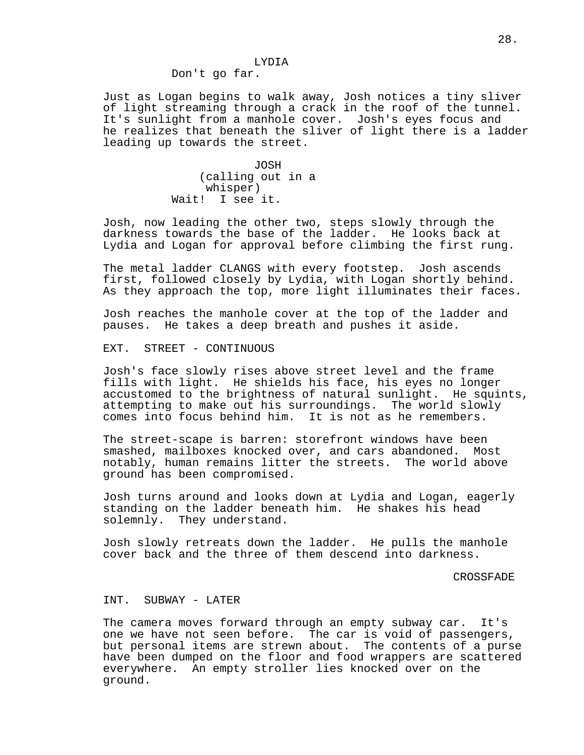LYDIA

Don't go far.

Just as Logan begins to walk away, Josh notices a tiny sliver of light streaming through a crack in the roof of the tunnel. It's sunlight from a manhole cover. Josh's eyes focus and he realizes that beneath the sliver of light there is a ladder leading up towards the street.

JOSH

(calling out in a whisper)

Wait! I see it.

Josh, now leading the other two, steps slowly through the darkness towards the base of the ladder. He looks back at Lydia and Logan for approval before climbing the first rung.

The metal ladder CLANGS with every footstep. Josh ascends first, followed closely by Lydia, with Logan shortly behind. As they approach the top, more light illuminates their faces.

Josh reaches the manhole cover at the top of the ladder and pauses. He takes a deep breath and pushes it aside.

EXT. STREET - CONTINUOUS

Josh's face slowly rises above street level and the frame fills with light. He shields his face, his eyes no longer accustomed to the brightness of natural sunlight. He squints, attempting to make out his surroundings. The world slowly comes into focus behind him. It is not as he remembers.

The street-scape is barren: storefront windows have been smashed, mailboxes knocked over, and cars abandoned. Most notably, human remains litter the streets. The world above ground has been compromised.

Josh turns around and looks down at Lydia and Logan, eagerly standing on the ladder beneath him. He shakes his head solemnly. They understand.

Josh slowly retreats down the ladder. He pulls the manhole cover back and the three of them descend into darkness.

CROSSFADE

INT. SUBWAY - LATER

The camera moves forward through an empty subway car. It's one we have not seen before. The car is void of passengers, but personal items are strewn about. The contents of a purse have been dumped on the floor and food wrappers are scattered everywhere. An empty stroller lies knocked over on the ground.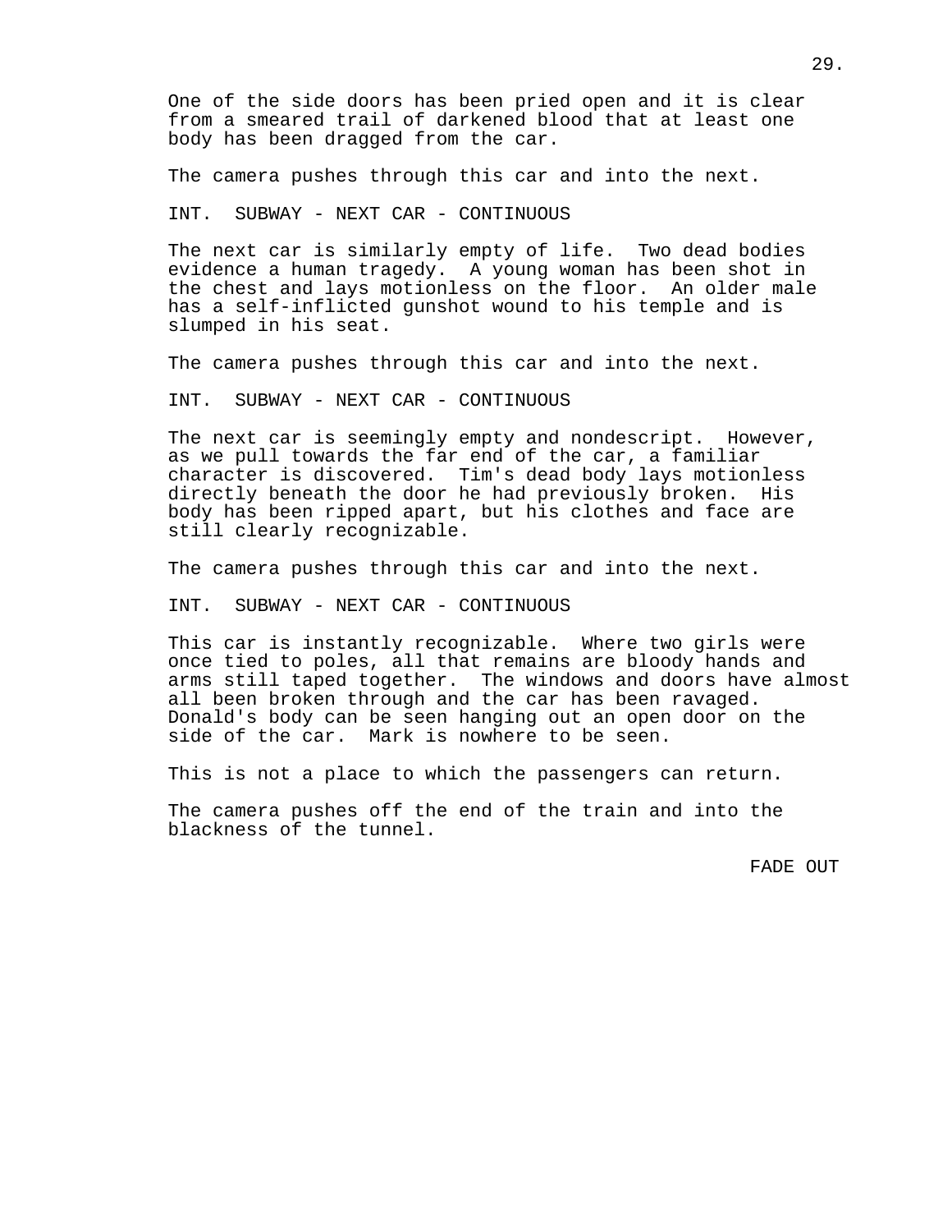One of the side doors has been pried open and it is clear from a smeared trail of darkened blood that at least one body has been dragged from the car.

The camera pushes through this car and into the next.

INT. SUBWAY - NEXT CAR - CONTINUOUS

The next car is similarly empty of life. Two dead bodies evidence a human tragedy. A young woman has been shot in the chest and lays motionless on the floor. An older male has a self-inflicted gunshot wound to his temple and is slumped in his seat.

The camera pushes through this car and into the next.

INT. SUBWAY - NEXT CAR - CONTINUOUS

The next car is seemingly empty and nondescript. However, as we pull towards the far end of the car, a familiar character is discovered. Tim's dead body lays motionless directly beneath the door he had previously broken. His body has been ripped apart, but his clothes and face are still clearly recognizable.

The camera pushes through this car and into the next.

INT. SUBWAY - NEXT CAR - CONTINUOUS

This car is instantly recognizable. Where two girls were once tied to poles, all that remains are bloody hands and arms still taped together. The windows and doors have almost all been broken through and the car has been ravaged. Donald's body can be seen hanging out an open door on the side of the car. Mark is nowhere to be seen.

This is not a place to which the passengers can return.

The camera pushes off the end of the train and into the blackness of the tunnel.

FADE OUT